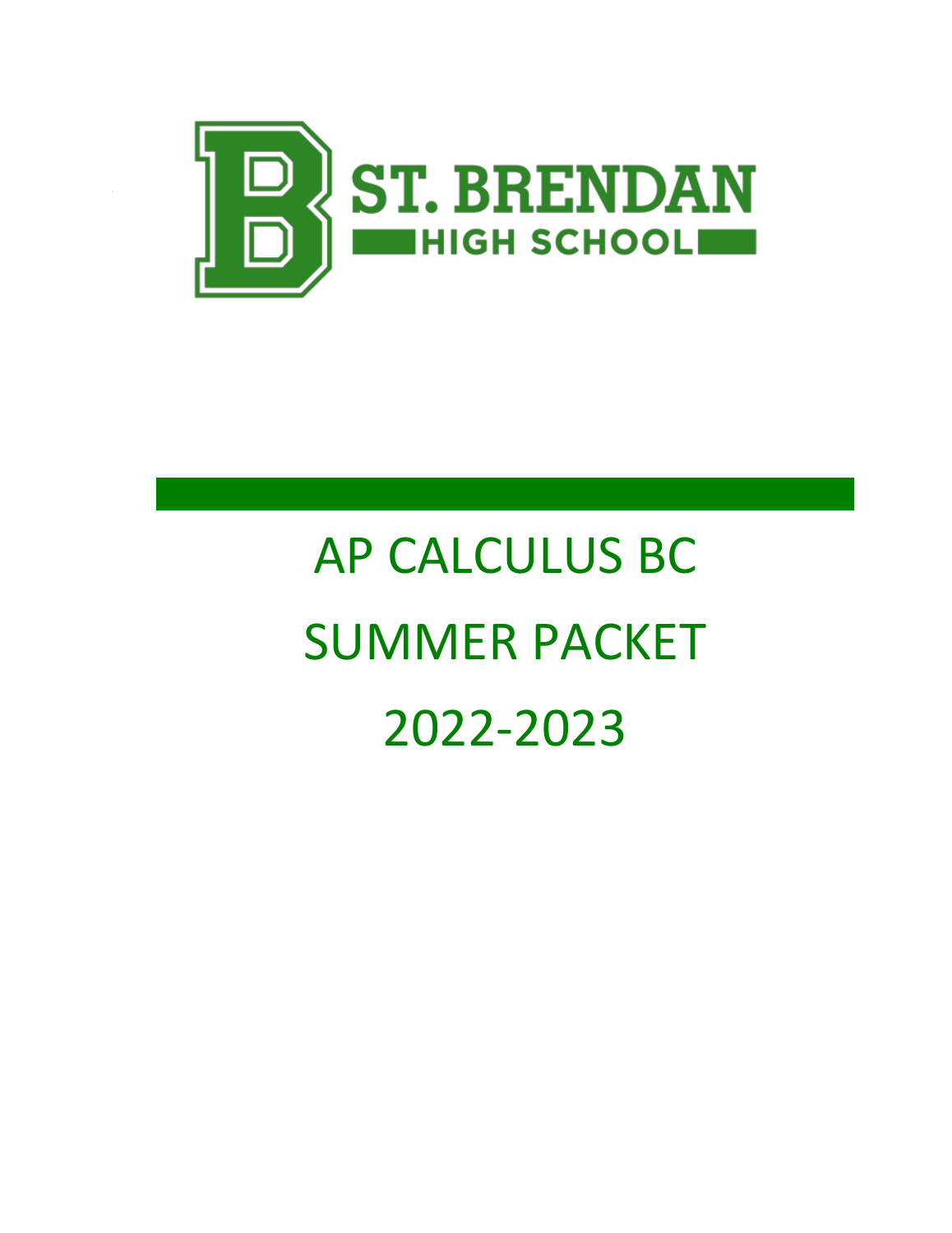# ST. BRENDAN HIGH SCHOOL

# AP CALCULUS BC

# SUMMER PACKET

# 2022-2023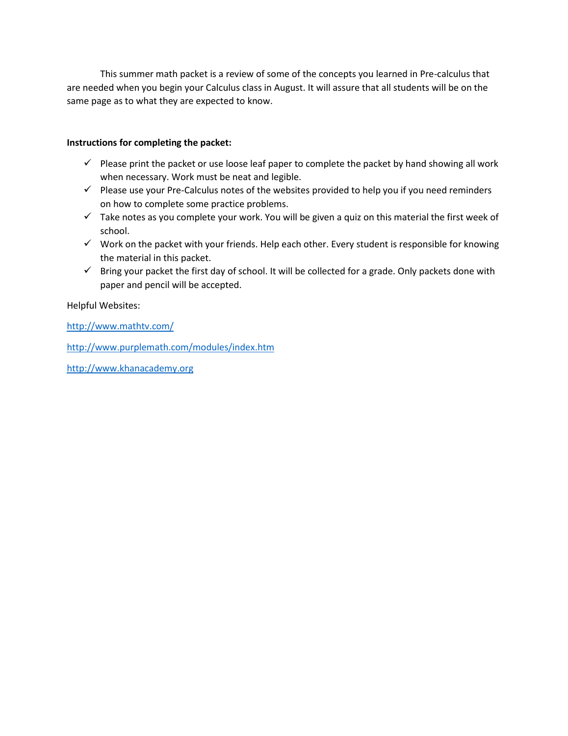This summer math packet is a review of some of the concepts you learned in Pre-calculus that are needed when you begin your Calculus class in August. It will assure that all students will be on the same page as to what they are expected to know.

**Instructions for completing the packet:**

- ✓ Please print the packet or use loose leaf paper to complete the packet by hand showing all work when necessary. Work must be neat and legible.
- ✓ Please use your Pre-Calculus notes of the websites provided to help you if you need reminders on how to complete some practice problems.
- ✓ Take notes as you complete your work. You will be given a quiz on this material the first week of school.
- ✓ Work on the packet with your friends. Help each other. Every student is responsible for knowing the material in this packet.
- ✓ Bring your packet the first day of school. It will be collected for a grade. Only packets done with paper and pencil will be accepted.

Helpful Websites:

http://www.mathtv.com/

http://www.purplemath.com/modules/index.htm

http://www.khanacademy.org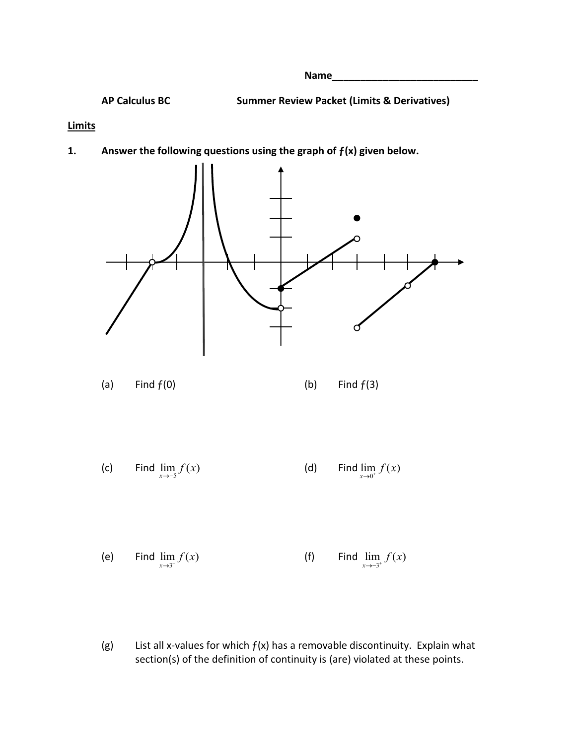Name___________________________

**AP Calculus BC** **Summer Review Packet (Limits & Derivatives)**

**Limits**

**1. Answer the following questions using the graph of *f*(x) given below.**

(a) Find $f(0)$

(b) Find $f(3)$

(c) Find $\lim_{x \to -5} f(x)$

(d) Find $\lim_{x \to 0^+} f(x)$

(e) Find $\lim_{x \to 3^-} f(x)$

(f) Find $\lim_{x \to -3^+} f(x)$

(g) List all x-values for which $f(x)$ has a removable discontinuity. Explain what section(s) of the definition of continuity is (are) violated at these points.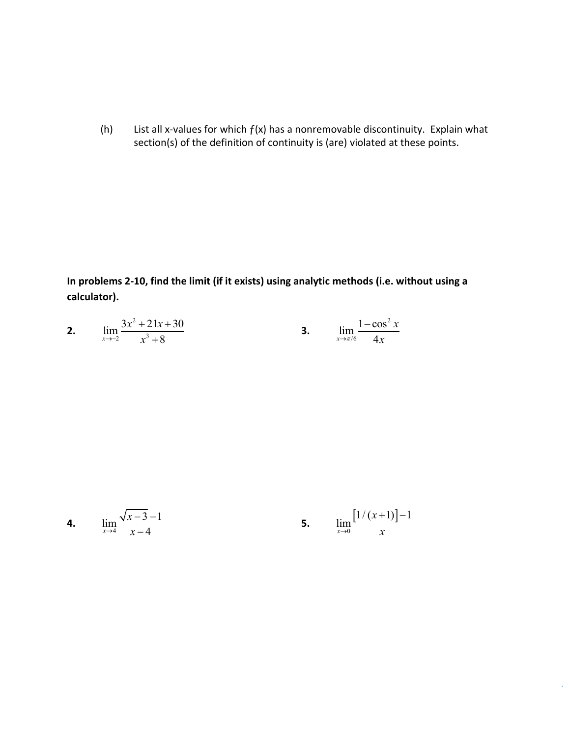(h) List all x-values for which $f(x)$ has a nonremovable discontinuity. Explain what section(s) of the definition of continuity is (are) violated at these points.

**In problems 2-10, find the limit (if it exists) using analytic methods (i.e. without using a calculator).**

**2.** $\displaystyle \lim_{x \to -2} \frac{3x^2 + 21x + 30}{x^3 + 8}$

**3.** $\displaystyle \lim_{x \to \pi/6} \frac{1 - \cos^2 x}{4x}$

**4.** $\displaystyle \lim_{x \to 4} \frac{\sqrt{x-3} - 1}{x - 4}$

**5.** $\displaystyle \lim_{x \to 0} \frac{[1/(x+1)] - 1}{x}$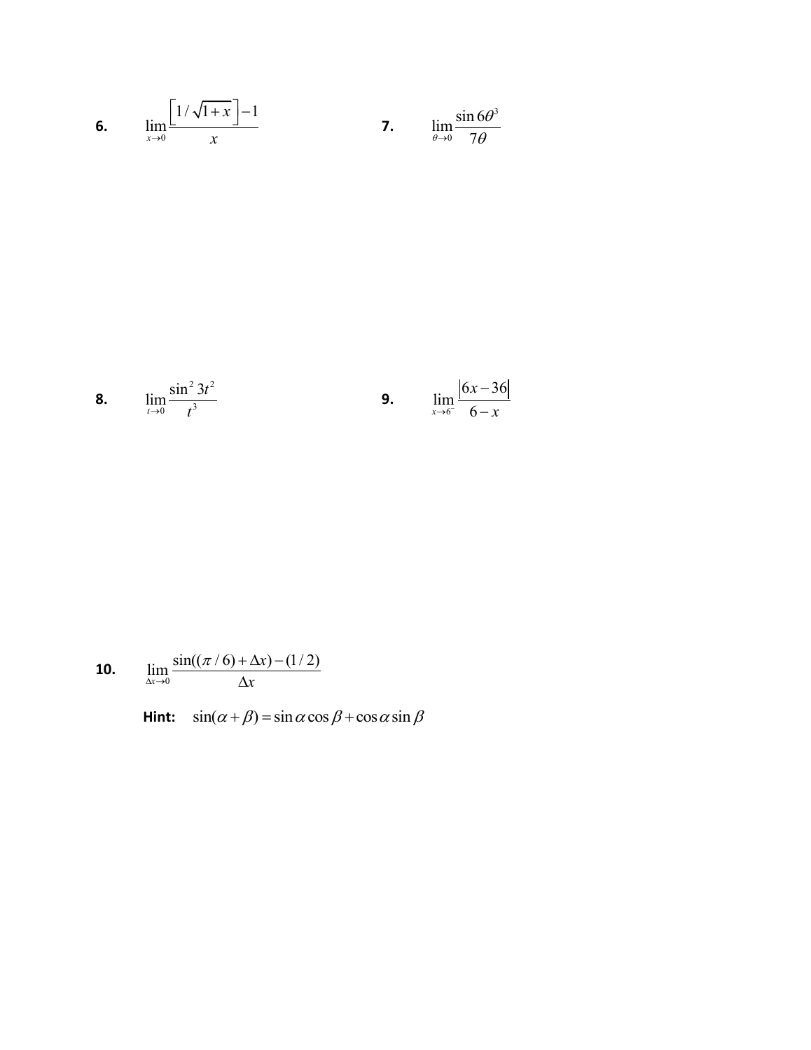**6.** $\lim_{x \to 0} \frac{\left[1/\sqrt{1+x}\right]-1}{x}$

**7.** $\lim_{\theta \to 0} \frac{\sin 6\theta^3}{7\theta}$

**8.** $\lim_{t \to 0} \frac{\sin^2 3t^2}{t^3}$

**9.** $\lim_{x \to 6^-} \frac{|6x-36|}{6-x}$

**10.** $\lim_{\Delta x \to 0} \frac{\sin((\pi/6)+\Delta x)-(1/2)}{\Delta x}$

**Hint:** $\sin(\alpha+\beta) = \sin\alpha\cos\beta + \cos\alpha\sin\beta$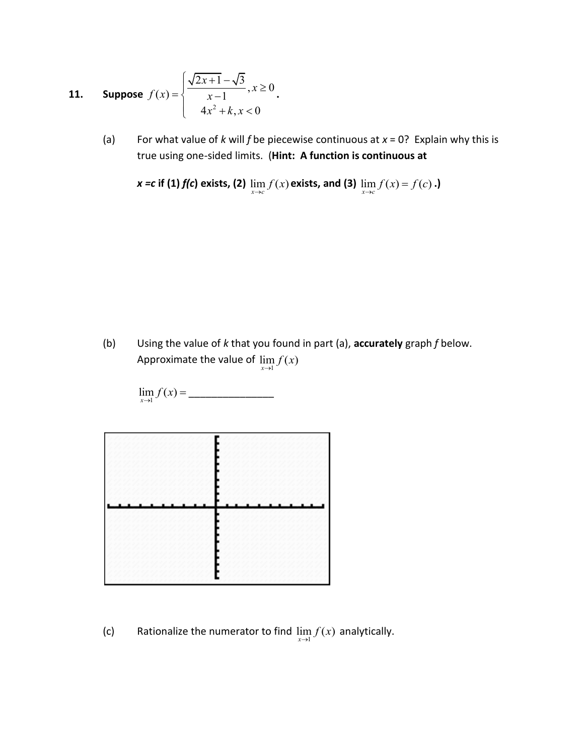**11.** **Suppose** $f(x)=\begin{cases}\dfrac{\sqrt{2x+1}-\sqrt{3}}{x-1}, x\geq 0 \\ 4x^2+k, x<0\end{cases}$.

(a) For what value of *k* will *f* be piecewise continuous at *x* = 0? Explain why this is true using one-sided limits. (**Hint: A function is continuous at**

***x* =*c* if (1) *f*(*c*) exists, (2)** $\lim_{x\to c} f(x)$ **exists, and (3)** $\lim_{x\to c} f(x)=f(c)$ **.)**

(b) Using the value of *k* that you found in part (a), **accurately** graph *f* below. Approximate the value of $\lim_{x\to 1} f(x)$

$\lim_{x\to 1} f(x)=$ _______________

(c) Rationalize the numerator to find $\lim_{x\to 1} f(x)$ analytically.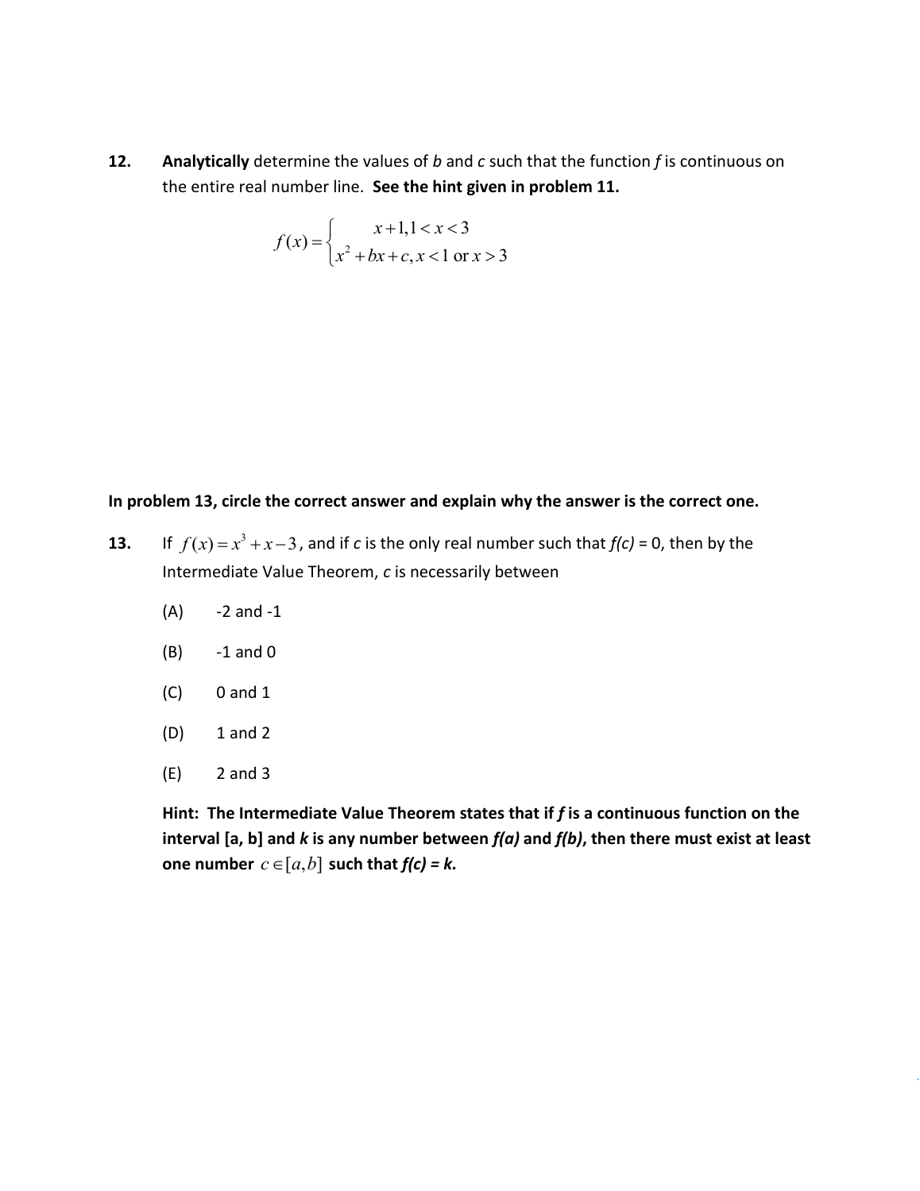**12.** **Analytically** determine the values of *b* and *c* such that the function *f* is continuous on the entire real number line. **See the hint given in problem 11.**

$$f(x) = \begin{cases} x+1, 1 < x < 3 \\ x^2 + bx + c, x < 1 \text{ or } x > 3 \end{cases}$$

**In problem 13, circle the correct answer and explain why the answer is the correct one.**

**13.** If $f(x) = x^3 + x - 3$, and if *c* is the only real number such that *f(c)* = 0, then by the Intermediate Value Theorem, *c* is necessarily between

(A) -2 and -1

(B) -1 and 0

(C) 0 and 1

(D) 1 and 2

(E) 2 and 3

**Hint: The Intermediate Value Theorem states that if *f* is a continuous function on the interval [a, b] and *k* is any number between *f(a)* and *f(b)*, then there must exist at least one number $c \in [a, b]$ such that *f(c) = k.***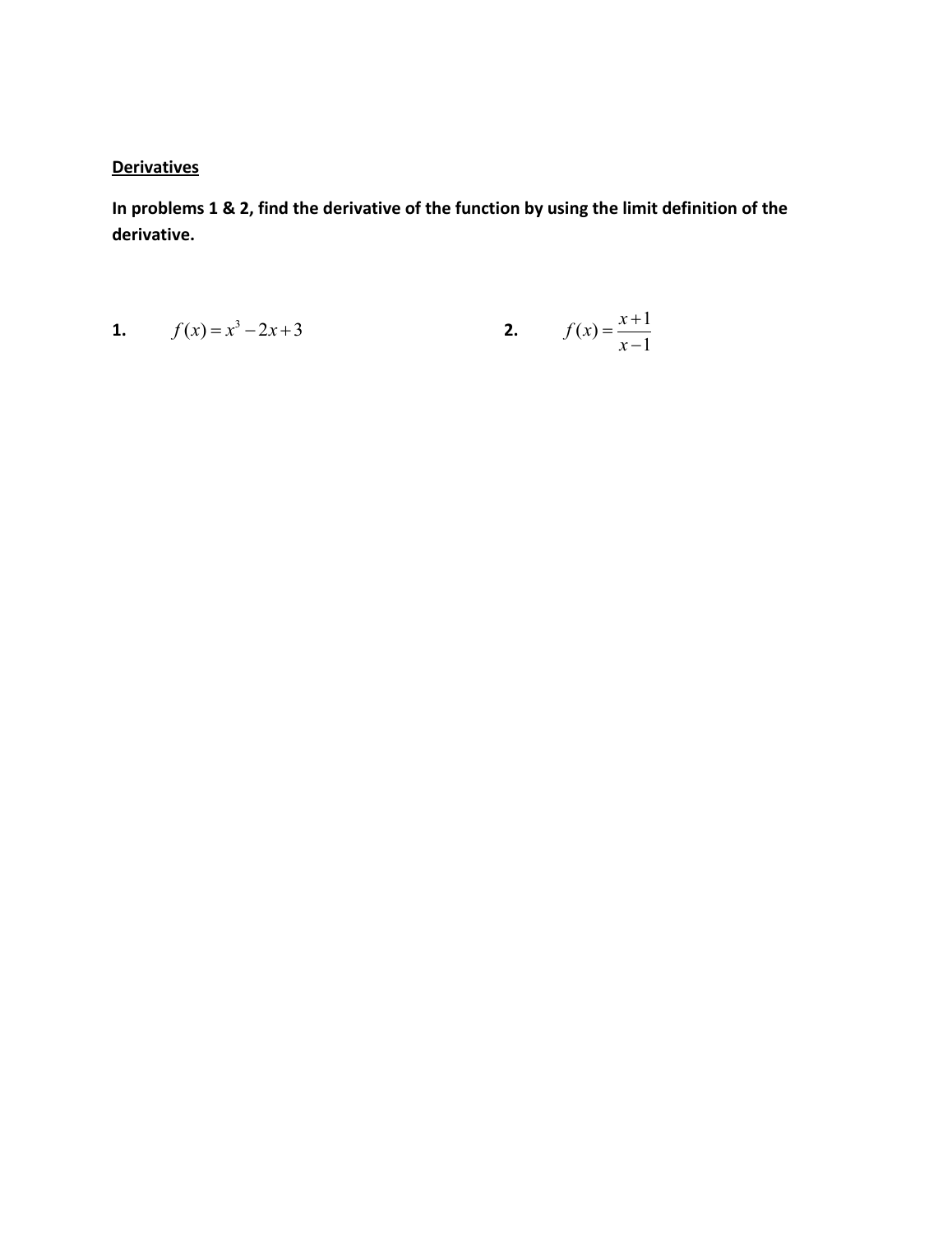**Derivatives**

**In problems 1 & 2, find the derivative of the function by using the limit definition of the derivative.**

**1.** $f(x) = x^3 - 2x + 3$

**2.** $f(x) = \dfrac{x+1}{x-1}$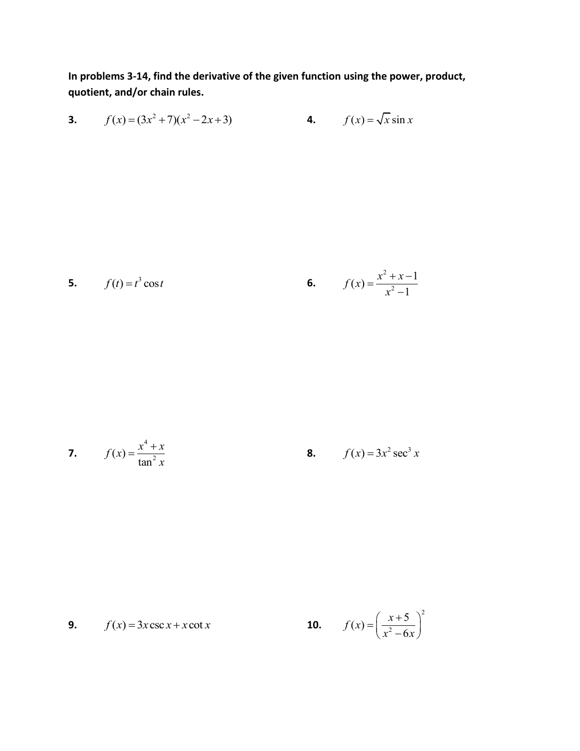**In problems 3-14, find the derivative of the given function using the power, product, quotient, and/or chain rules.**

**3.** $f(x) = (3x^2 + 7)(x^2 - 2x + 3)$

**4.** $f(x) = \sqrt{x}\sin x$

**5.** $f(t) = t^3 \cos t$

**6.** $f(x) = \dfrac{x^2 + x - 1}{x^2 - 1}$

**7.** $f(x) = \dfrac{x^4 + x}{\tan^2 x}$

**8.** $f(x) = 3x^2 \sec^3 x$

**9.** $f(x) = 3x \csc x + x \cot x$

**10.** $f(x) = \left(\dfrac{x + 5}{x^2 - 6x}\right)^2$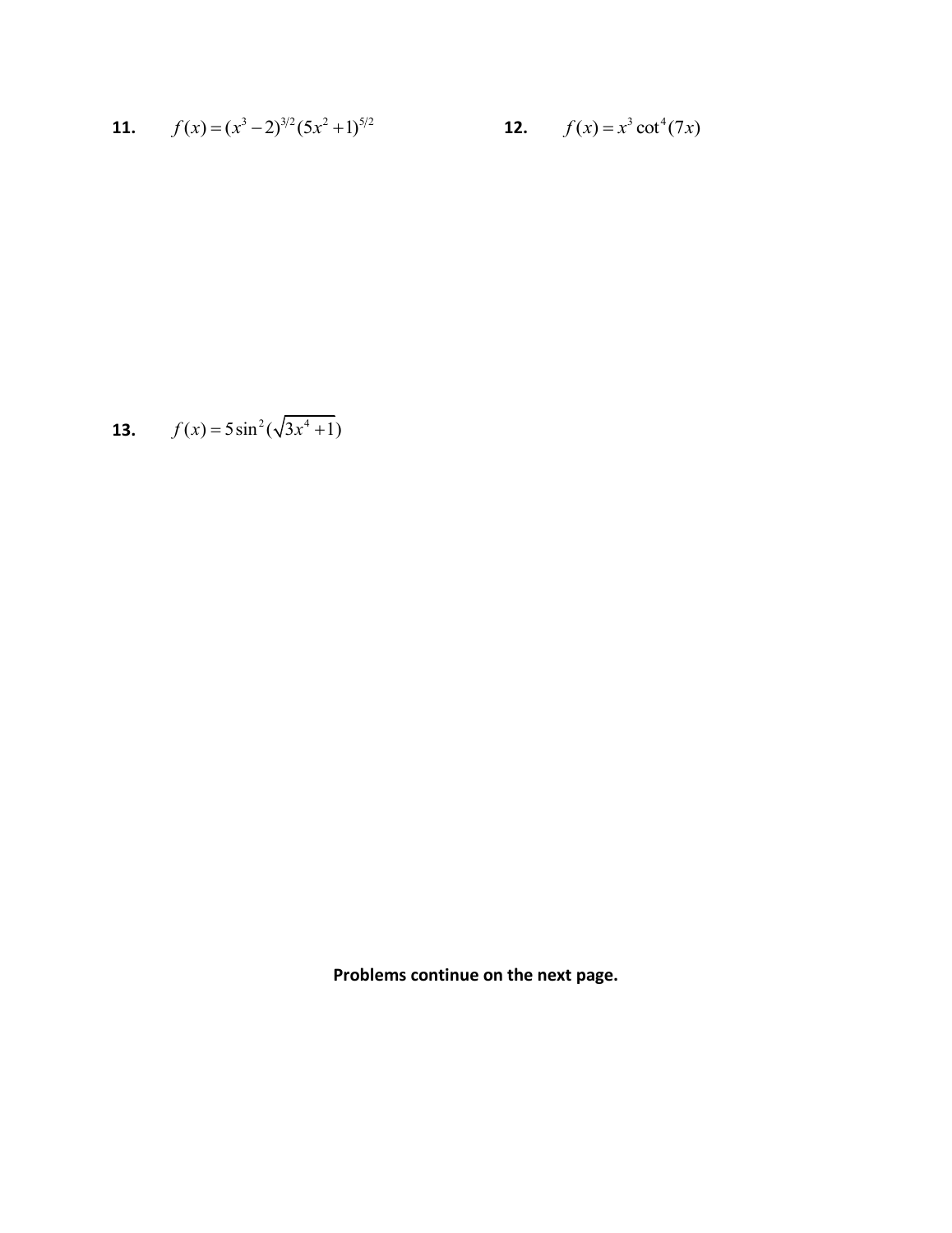**11.** $f(x) = (x^3 - 2)^{3/2}(5x^2 + 1)^{5/2}$

**12.** $f(x) = x^3 \cot^4(7x)$

**13.** $f(x) = 5\sin^2(\sqrt{3x^4 + 1})$

**Problems continue on the next page.**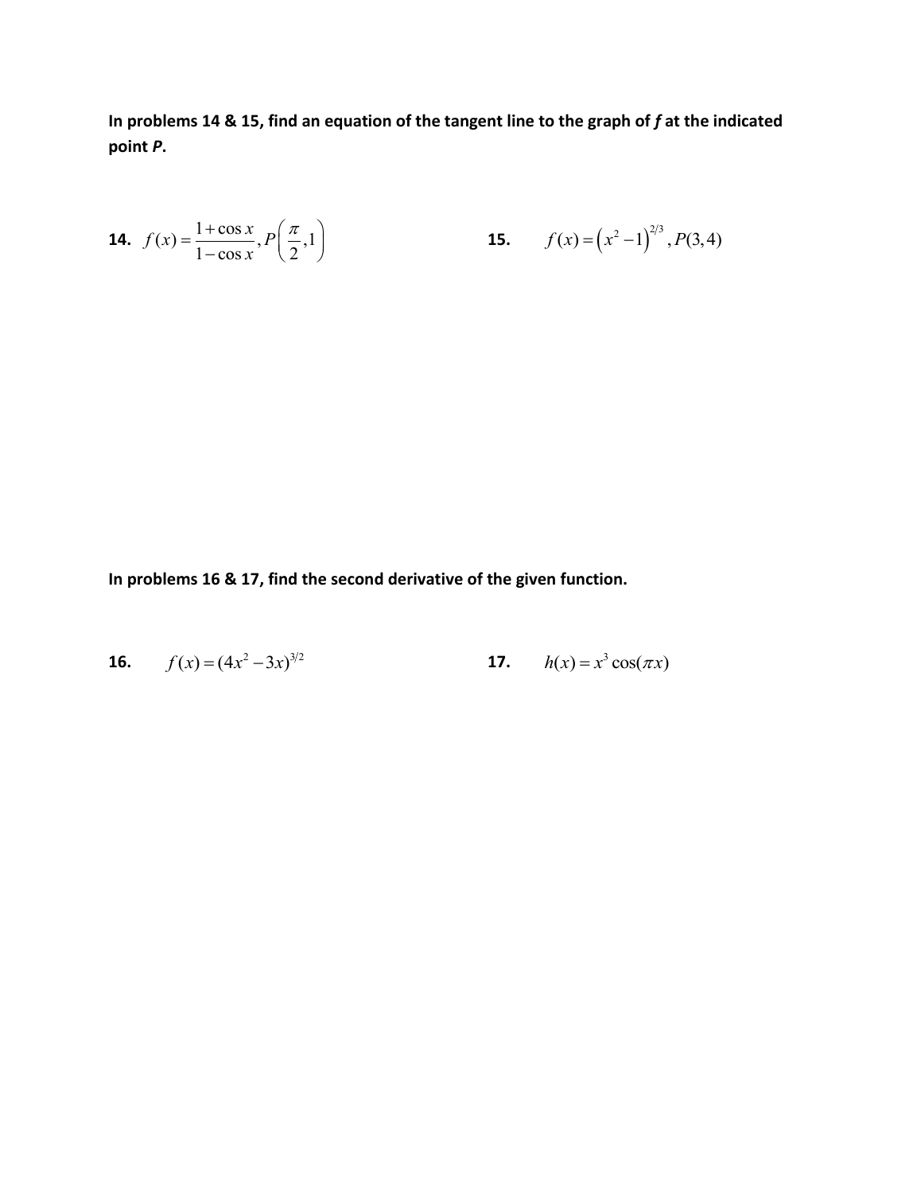**In problems 14 & 15, find an equation of the tangent line to the graph of *f* at the indicated point *P*.**

**14.** $f(x) = \dfrac{1+\cos x}{1-\cos x}, P\left(\dfrac{\pi}{2}, 1\right)$

**15.** $f(x) = \left(x^2 - 1\right)^{2/3}, P(3,4)$

**In problems 16 & 17, find the second derivative of the given function.**

**16.** $f(x) = (4x^2 - 3x)^{3/2}$

**17.** $h(x) = x^3 \cos(\pi x)$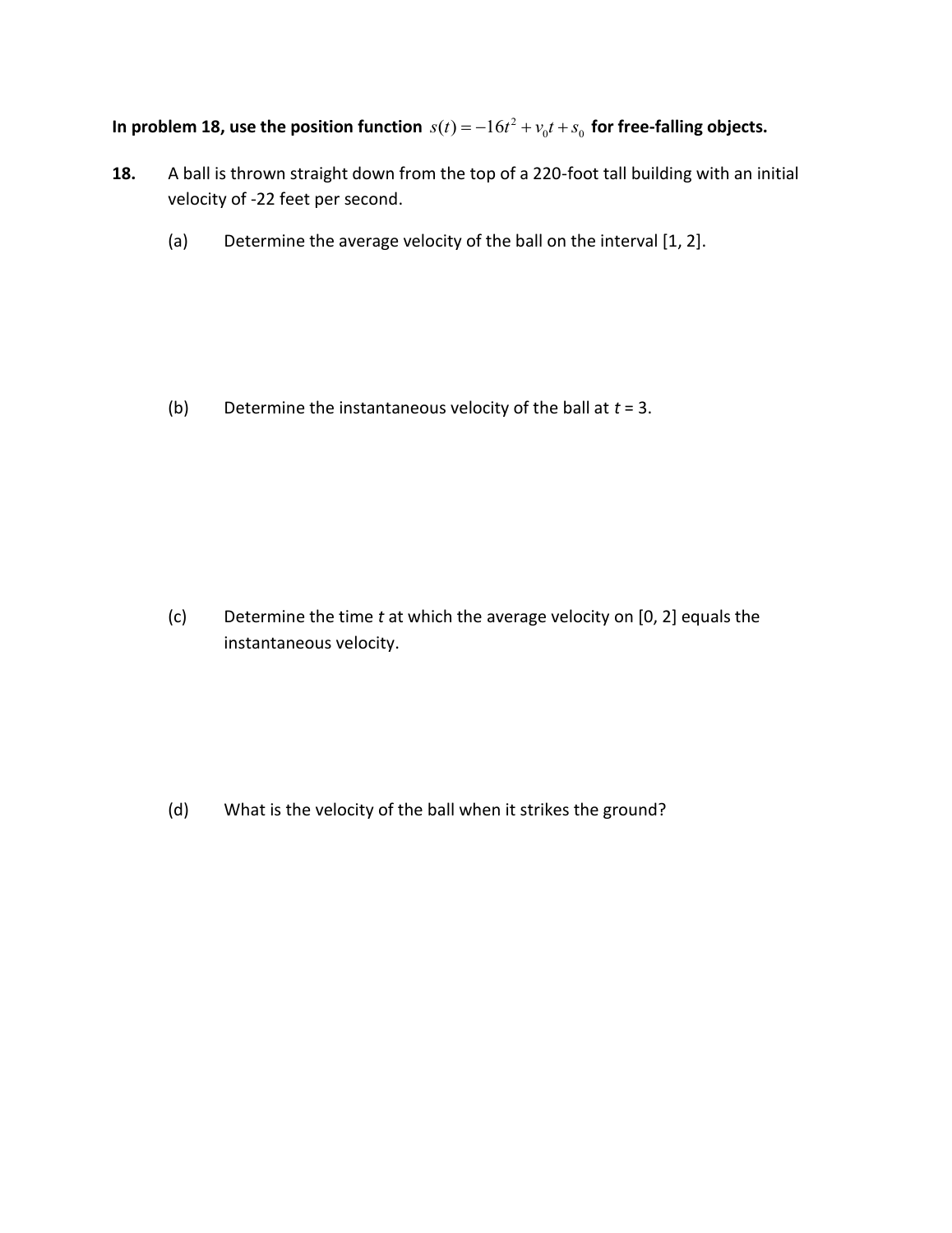**In problem 18, use the position function $s(t) = -16t^2 + v_0 t + s_0$ for free-falling objects.**

**18.** A ball is thrown straight down from the top of a 220-foot tall building with an initial velocity of -22 feet per second.

(a) Determine the average velocity of the ball on the interval [1, 2].

(b) Determine the instantaneous velocity of the ball at $t = 3$.

(c) Determine the time $t$ at which the average velocity on [0, 2] equals the instantaneous velocity.

(d) What is the velocity of the ball when it strikes the ground?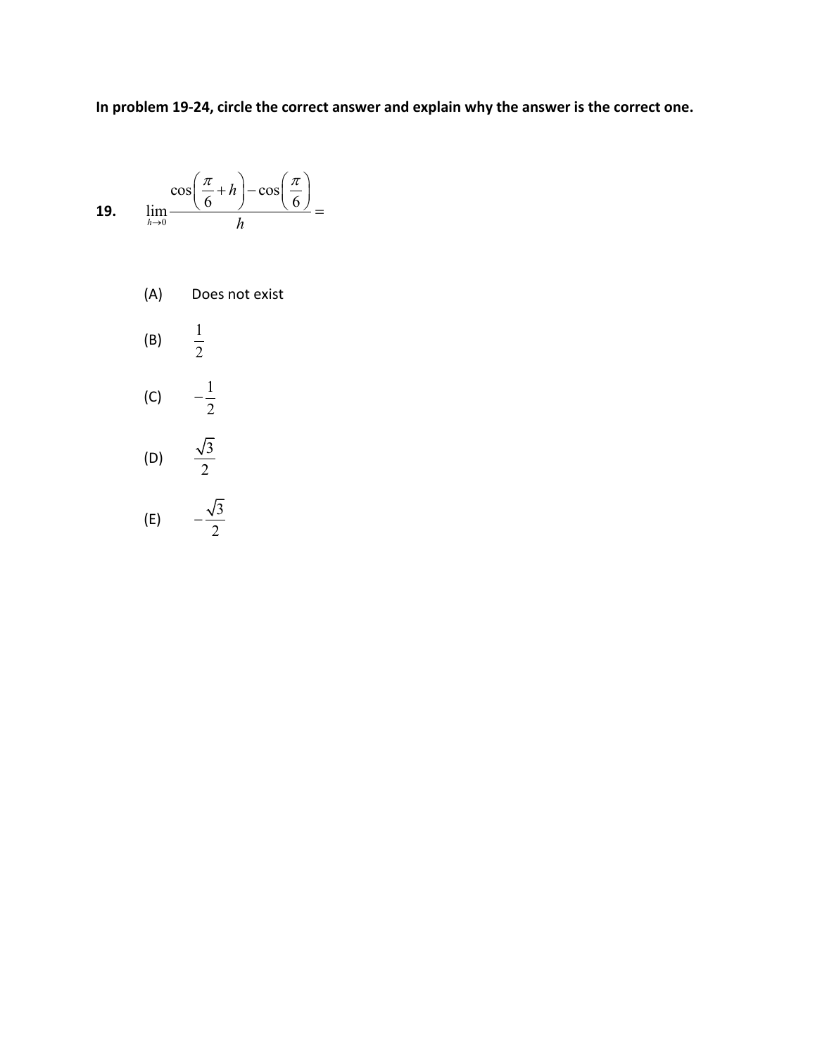**In problem 19-24, circle the correct answer and explain why the answer is the correct one.**

**19.** $\lim_{h \to 0} \dfrac{\cos\left(\dfrac{\pi}{6}+h\right)-\cos\left(\dfrac{\pi}{6}\right)}{h} =$

(A) Does not exist

(B) $\dfrac{1}{2}$

(C) $-\dfrac{1}{2}$

(D) $\dfrac{\sqrt{3}}{2}$

(E) $-\dfrac{\sqrt{3}}{2}$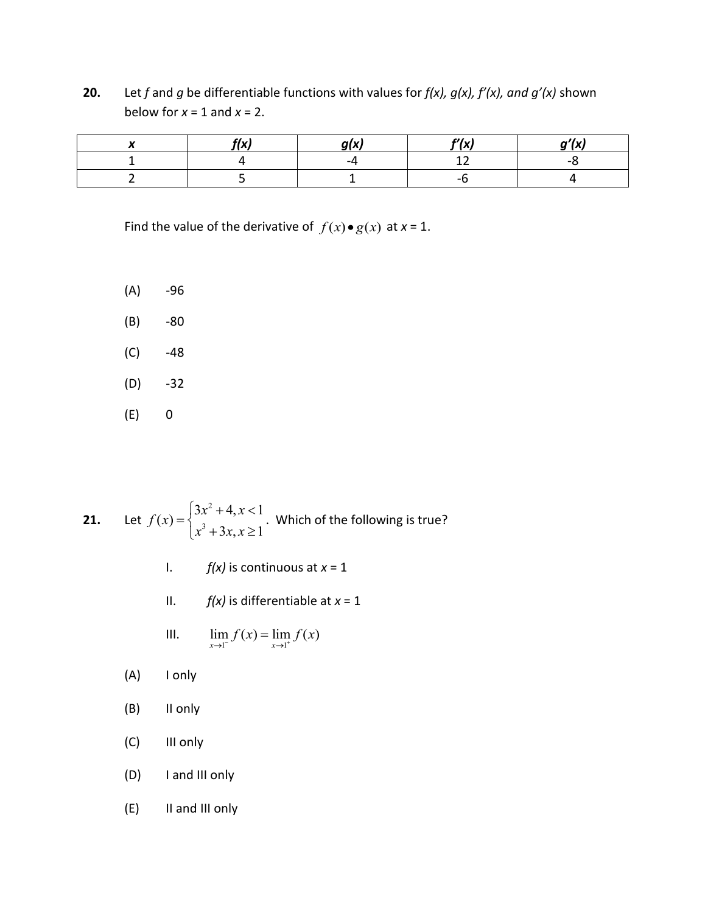**20.** Let *f* and *g* be differentiable functions with values for *f(x), g(x), f'(x), and g'(x)* shown below for *x* = 1 and *x* = 2.

| *x* | *f(x)* | *g(x)* | *f'(x)* | *g'(x)* |
|---|---|---|---|---|
| 1 | 4 | -4 | 12 | -8 |
| 2 | 5 | 1 | -6 | 4 |

Find the value of the derivative of $f(x)\bullet g(x)$ at *x* = 1.

(A) -96

(B) -80

(C) -48

(D) -32

(E) 0

**21.** Let $f(x)=\begin{cases} 3x^2+4, x<1 \\ x^3+3x, x\geq 1 \end{cases}$. Which of the following is true?

I. *f(x)* is continuous at *x* = 1

II. *f(x)* is differentiable at *x* = 1

III. $\lim_{x\to 1^-} f(x) = \lim_{x\to 1^+} f(x)$

(A) I only

(B) II only

(C) III only

(D) I and III only

(E) II and III only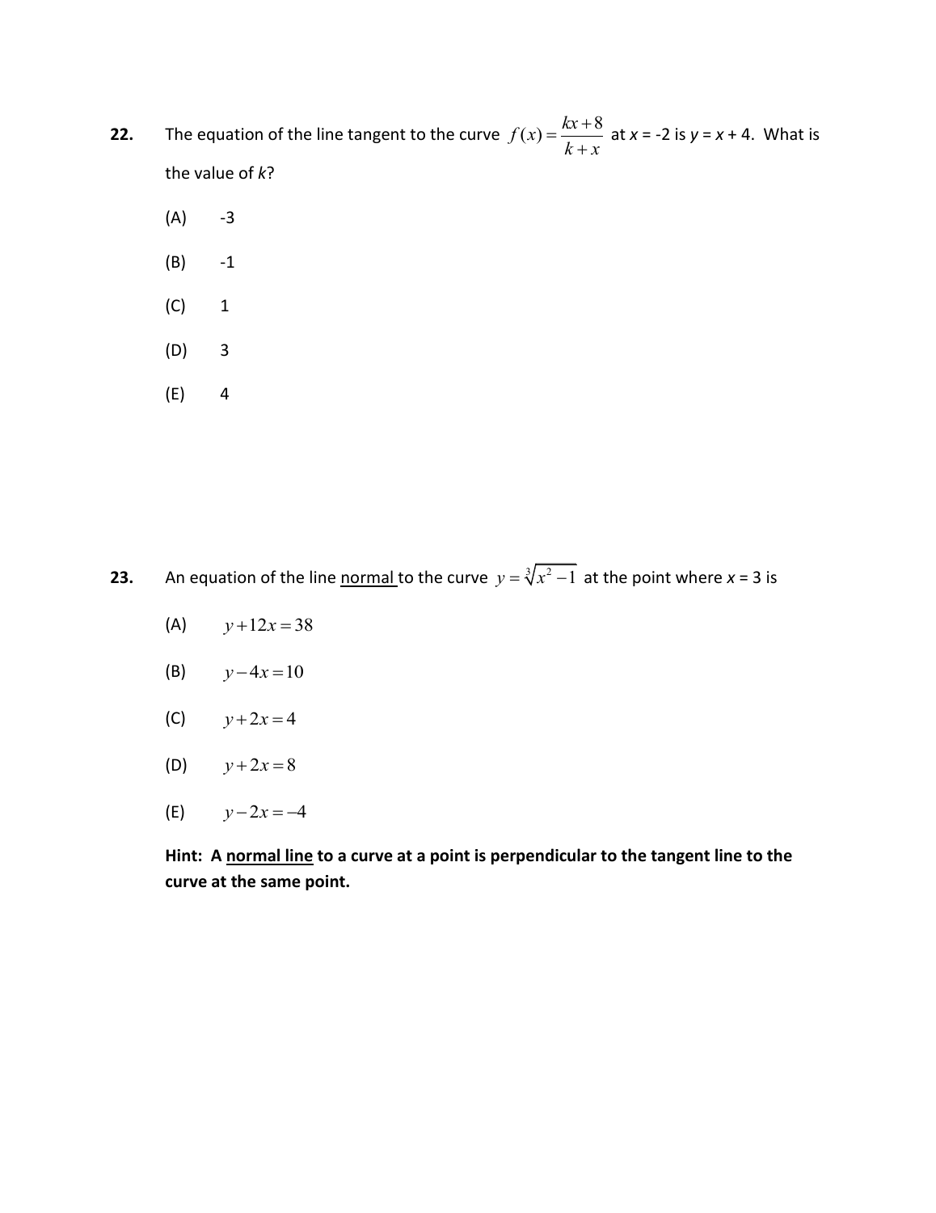**22.** The equation of the line tangent to the curve $f(x) = \dfrac{kx+8}{k+x}$ at $x = -2$ is $y = x + 4$. What is the value of $k$?

(A) -3

(B) -1

(C) 1

(D) 3

(E) 4

**23.** An equation of the line <u>normal</u> to the curve $y = \sqrt[3]{x^2 - 1}$ at the point where $x = 3$ is

(A) $y + 12x = 38$

(B) $y - 4x = 10$

(C) $y + 2x = 4$

(D) $y + 2x = 8$

(E) $y - 2x = -4$

**Hint: A <u>normal line</u> to a curve at a point is perpendicular to the tangent line to the curve at the same point.**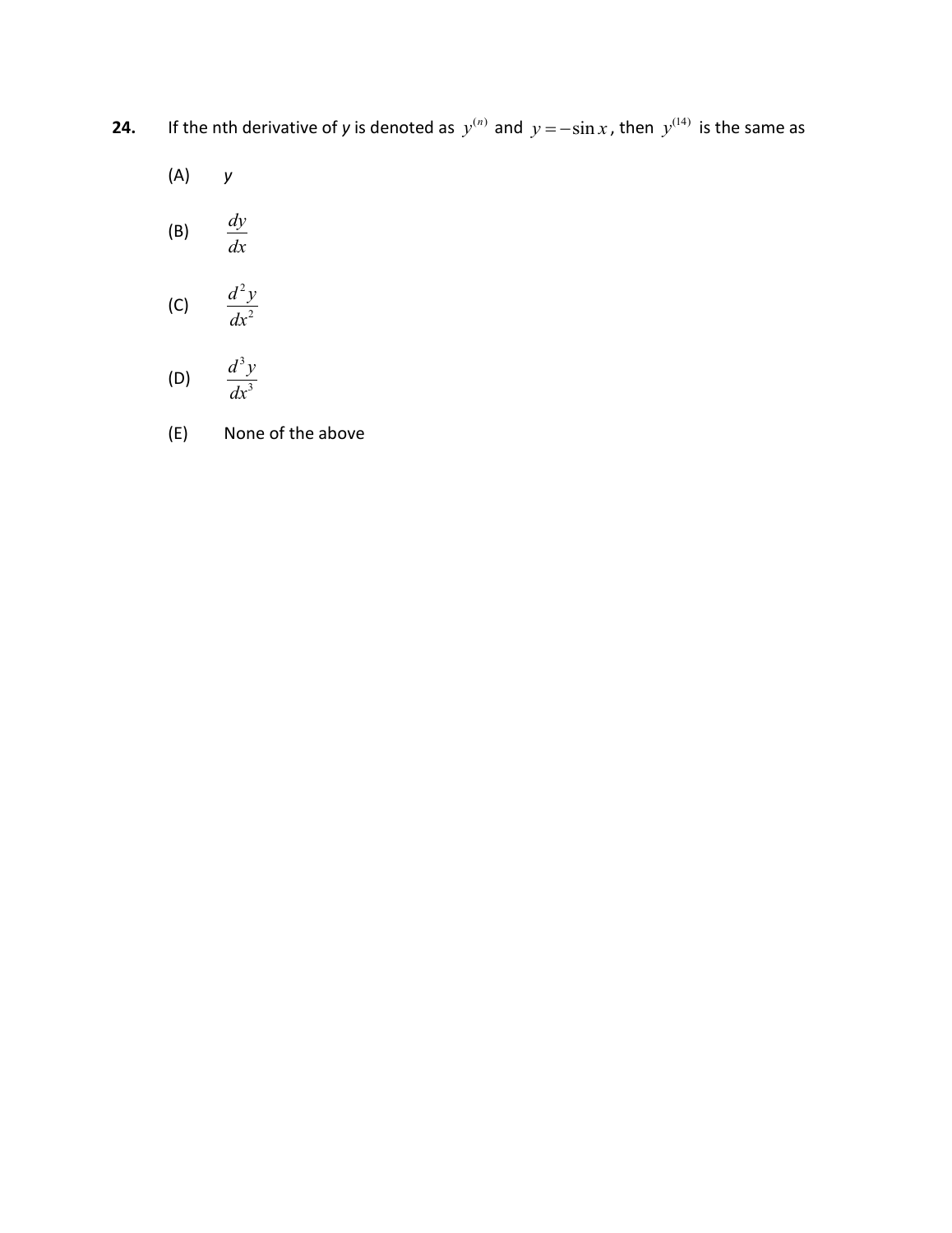**24.** If the nth derivative of *y* is denoted as $y^{(n)}$ and $y = -\sin x$, then $y^{(14)}$ is the same as

(A) $y$

(B) $\dfrac{dy}{dx}$

(C) $\dfrac{d^2 y}{dx^2}$

(D) $\dfrac{d^3 y}{dx^3}$

(E) None of the above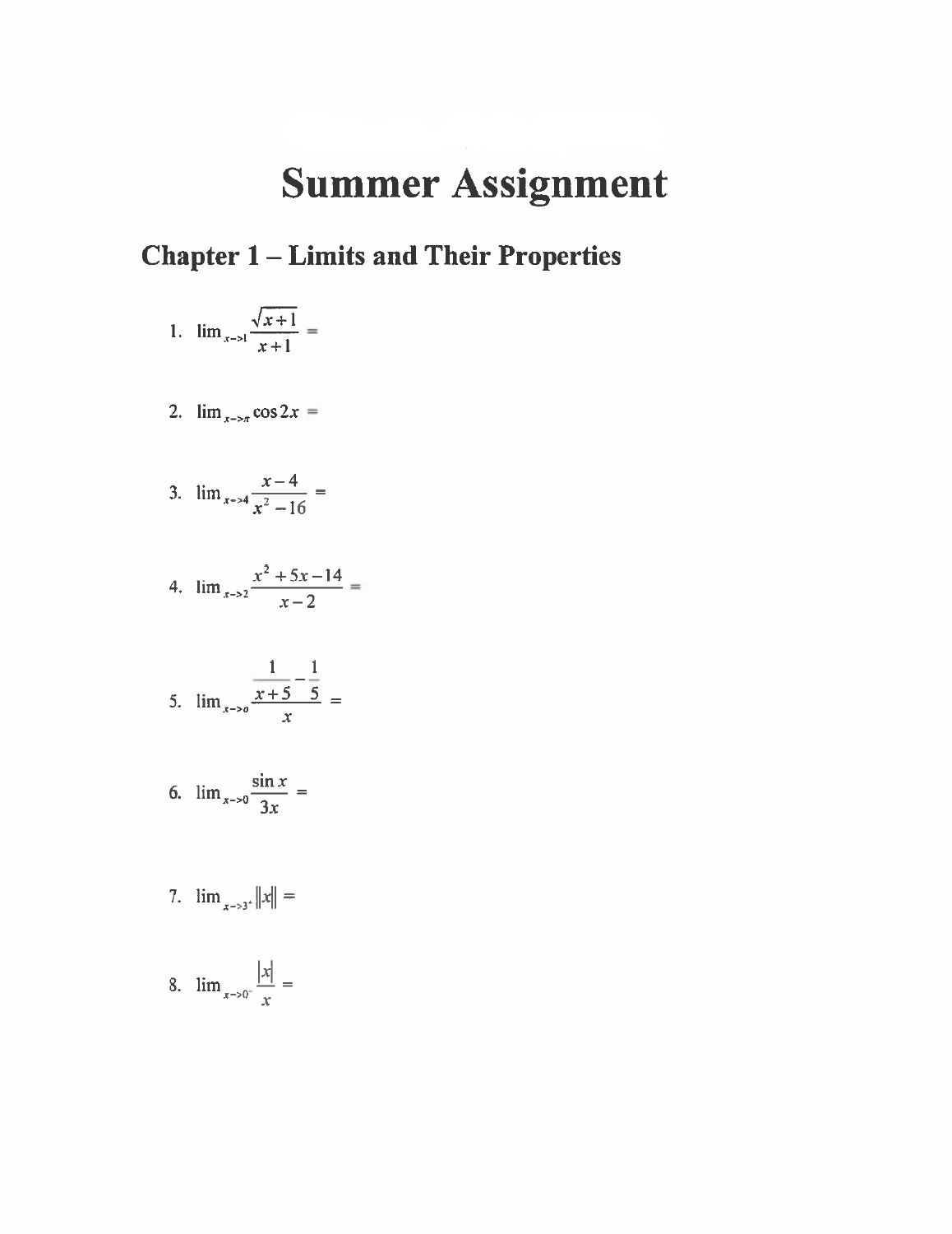# Summer Assignment

## Chapter 1 – Limits and Their Properties

1. $\lim_{x \to 1} \dfrac{\sqrt{x+1}}{x+1} =$

2. $\lim_{x \to \pi} \cos 2x =$

3. $\lim_{x \to 4} \dfrac{x-4}{x^2-16} =$

4. $\lim_{x \to 2} \dfrac{x^2+5x-14}{x-2} =$

5. $\lim_{x \to 0} \dfrac{\frac{1}{x+5} - \frac{1}{5}}{x} =$

6. $\lim_{x \to 0} \dfrac{\sin x}{3x} =$

7. $\lim_{x \to 3^+} \|x\| =$

8. $\lim_{x \to 0^-} \dfrac{|x|}{x} =$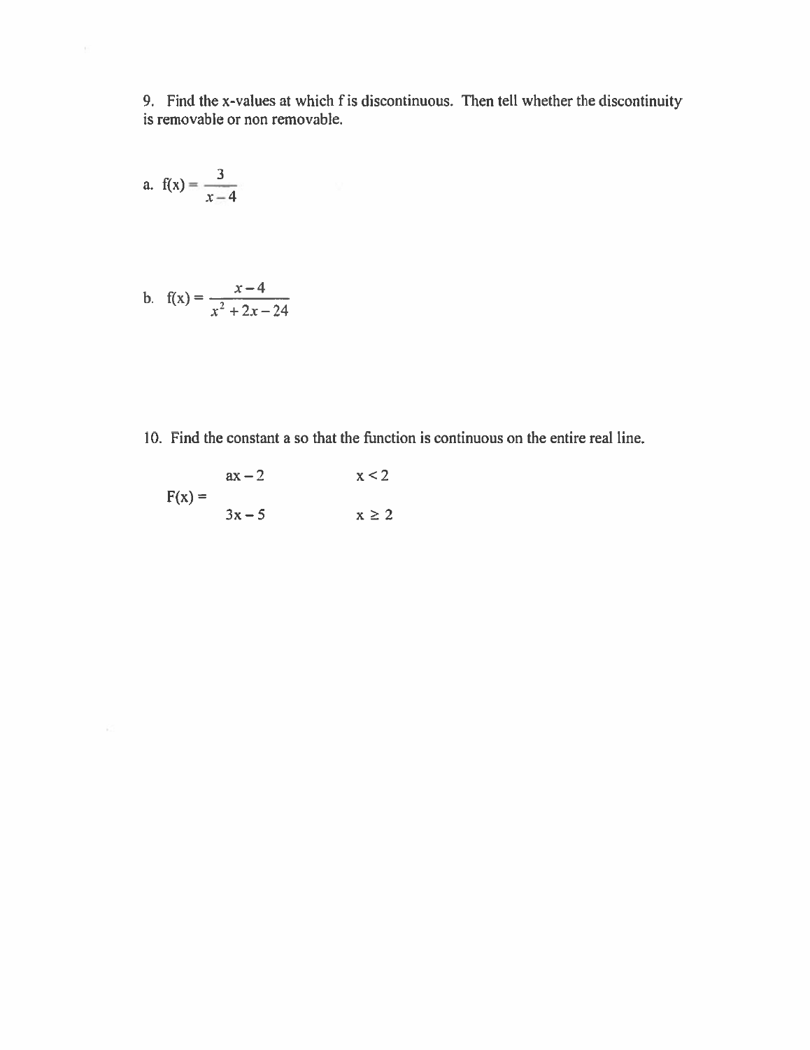9. Find the x-values at which f is discontinuous. Then tell whether the discontinuity is removable or non removable.

a. $f(x) = \dfrac{3}{x-4}$

b. $f(x) = \dfrac{x-4}{x^2+2x-24}$

10. Find the constant a so that the function is continuous on the entire real line.

$$F(x) = \begin{cases} ax - 2 & x < 2 \\ 3x - 5 & x \geq 2 \end{cases}$$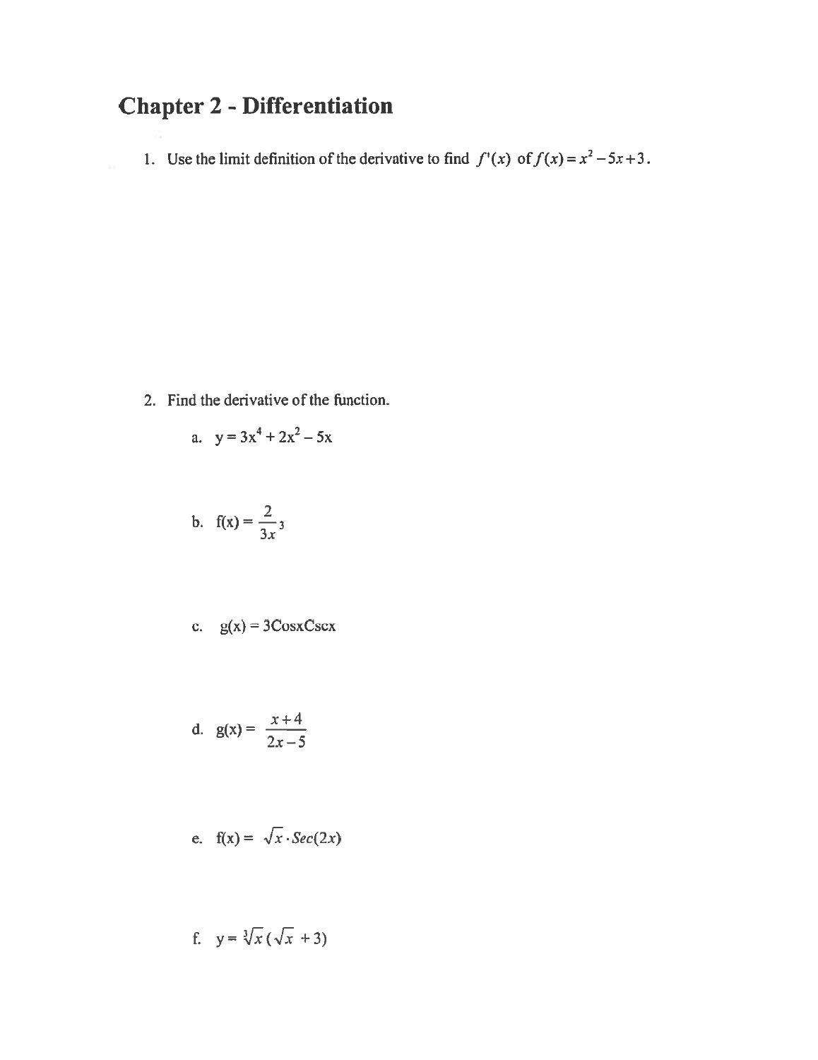# Chapter 2 - Differentiation

1. Use the limit definition of the derivative to find $f'(x)$ of $f(x) = x^2 - 5x + 3$.

2. Find the derivative of the function.

   a. $y = 3x^4 + 2x^2 - 5x$

   b. $f(x) = \frac{2}{3x}^3$

   c. $g(x) = 3\text{Cos}x\text{Csc}x$

   d. $g(x) = \frac{x+4}{2x-5}$

   e. $f(x) = \sqrt{x} \cdot Sec(2x)$

   f. $y = \sqrt[3]{x}(\sqrt{x} + 3)$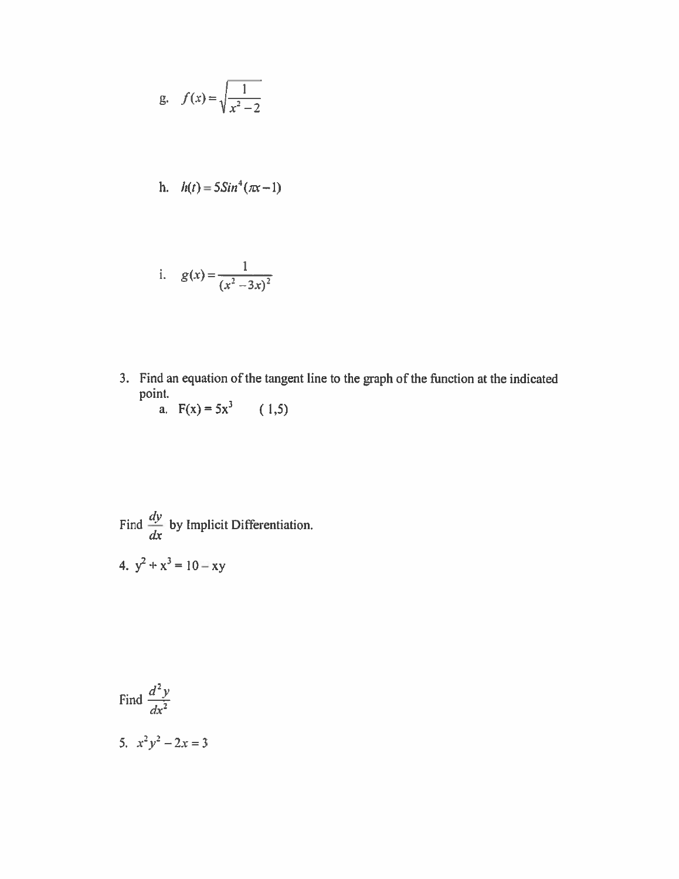g. $f(x) = \sqrt{\dfrac{1}{x^2 - 2}}$

h. $h(t) = 5Sin^4(\pi x - 1)$

i. $g(x) = \dfrac{1}{(x^2 - 3x)^2}$

3. Find an equation of the tangent line to the graph of the function at the indicated point.
   a. $F(x) = 5x^3 \quad (1,5)$

Find $\dfrac{dy}{dx}$ by Implicit Differentiation.

4. $y^2 + x^3 = 10 - xy$

Find $\dfrac{d^2y}{dx^2}$

5. $x^2y^2 - 2x = 3$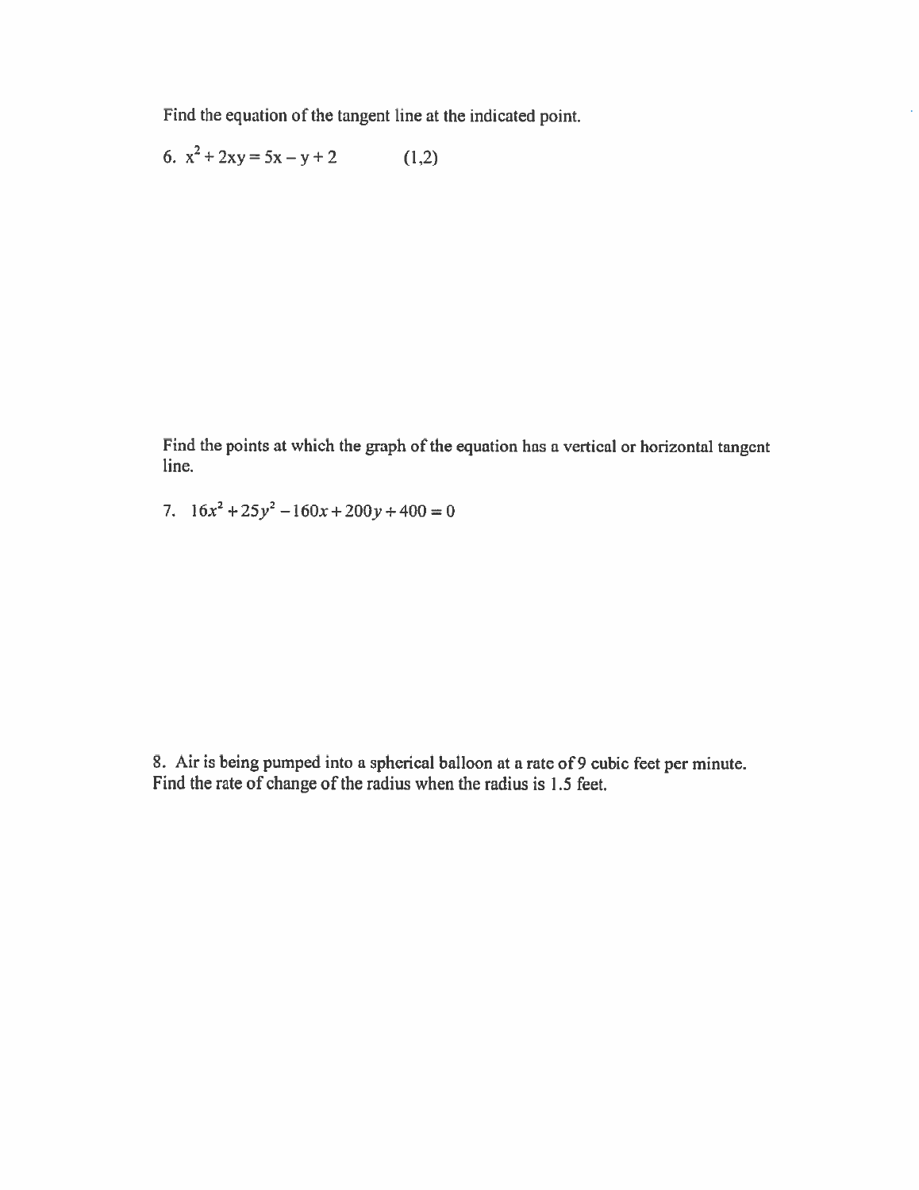Find the equation of the tangent line at the indicated point.

6. $x^2 + 2xy = 5x - y + 2$ (1,2)

Find the points at which the graph of the equation has a vertical or horizontal tangent line.

7. $16x^2 + 25y^2 - 160x + 200y + 400 = 0$

8. Air is being pumped into a spherical balloon at a rate of 9 cubic feet per minute. Find the rate of change of the radius when the radius is 1.5 feet.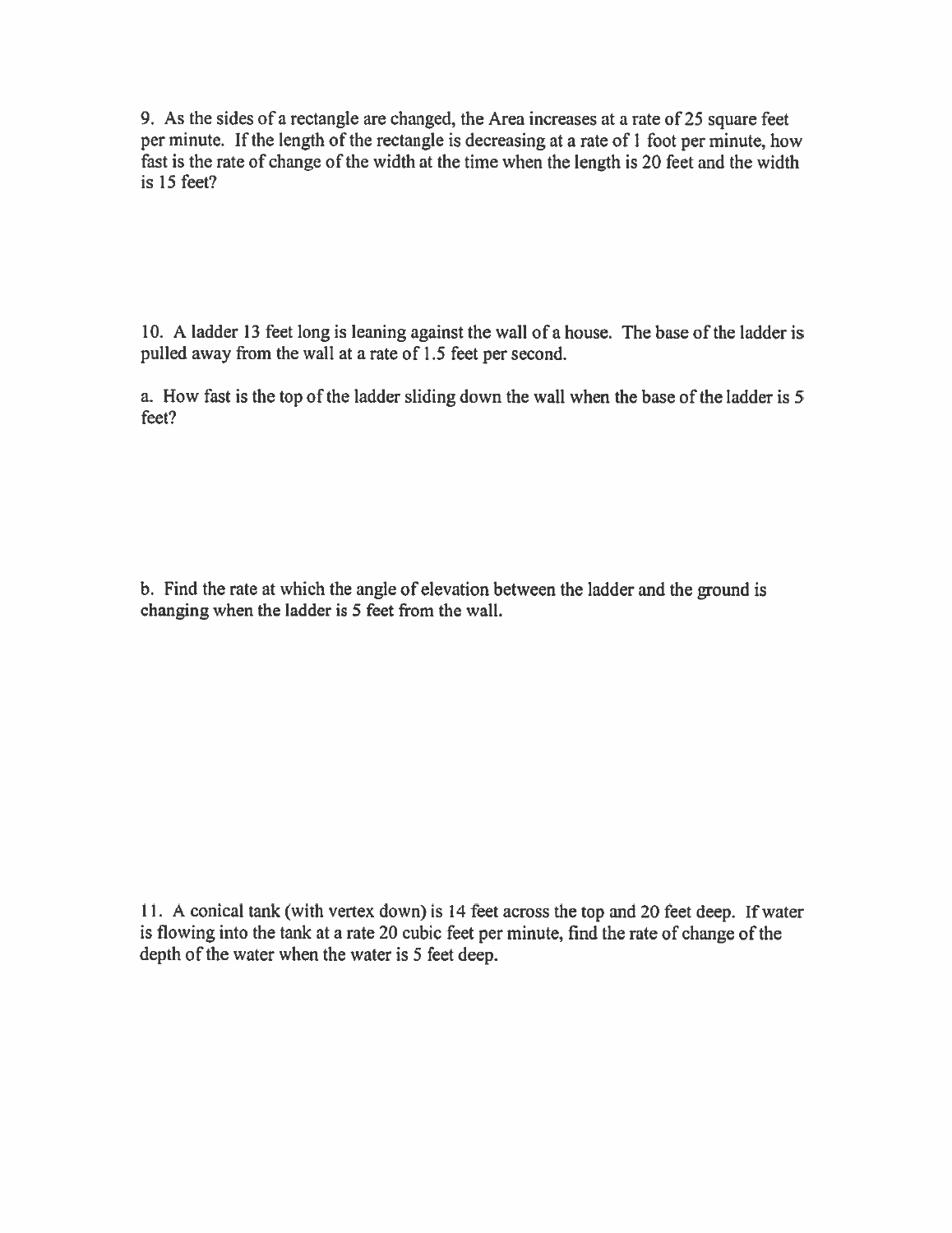9. As the sides of a rectangle are changed, the Area increases at a rate of 25 square feet per minute. If the length of the rectangle is decreasing at a rate of 1 foot per minute, how fast is the rate of change of the width at the time when the length is 20 feet and the width is 15 feet?

10. A ladder 13 feet long is leaning against the wall of a house. The base of the ladder is pulled away from the wall at a rate of 1.5 feet per second.

a. How fast is the top of the ladder sliding down the wall when the base of the ladder is 5 feet?

b. Find the rate at which the angle of elevation between the ladder and the ground is changing when the ladder is 5 feet from the wall.

11. A conical tank (with vertex down) is 14 feet across the top and 20 feet deep. If water is flowing into the tank at a rate 20 cubic feet per minute, find the rate of change of the depth of the water when the water is 5 feet deep.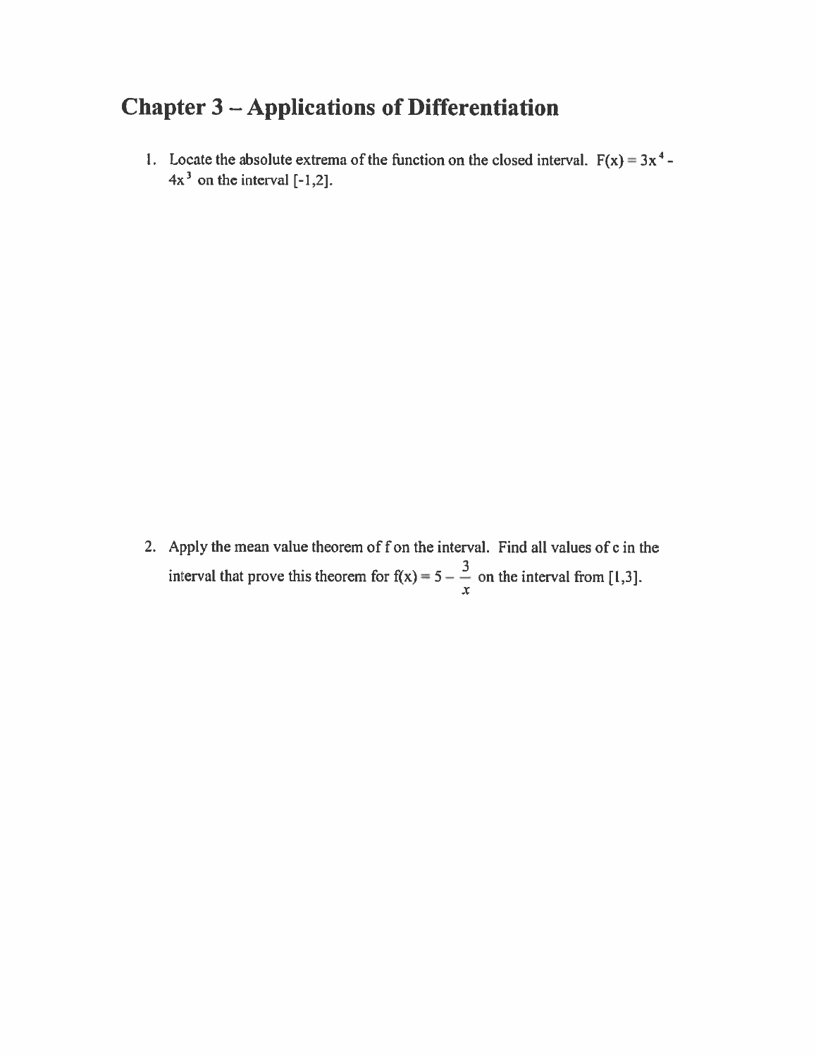# Chapter 3 – Applications of Differentiation

1. Locate the absolute extrema of the function on the closed interval. $F(x) = 3x^4 - 4x^3$ on the interval [-1,2].

2. Apply the mean value theorem of f on the interval. Find all values of c in the interval that prove this theorem for $f(x) = 5 - \frac{3}{x}$ on the interval from [1,3].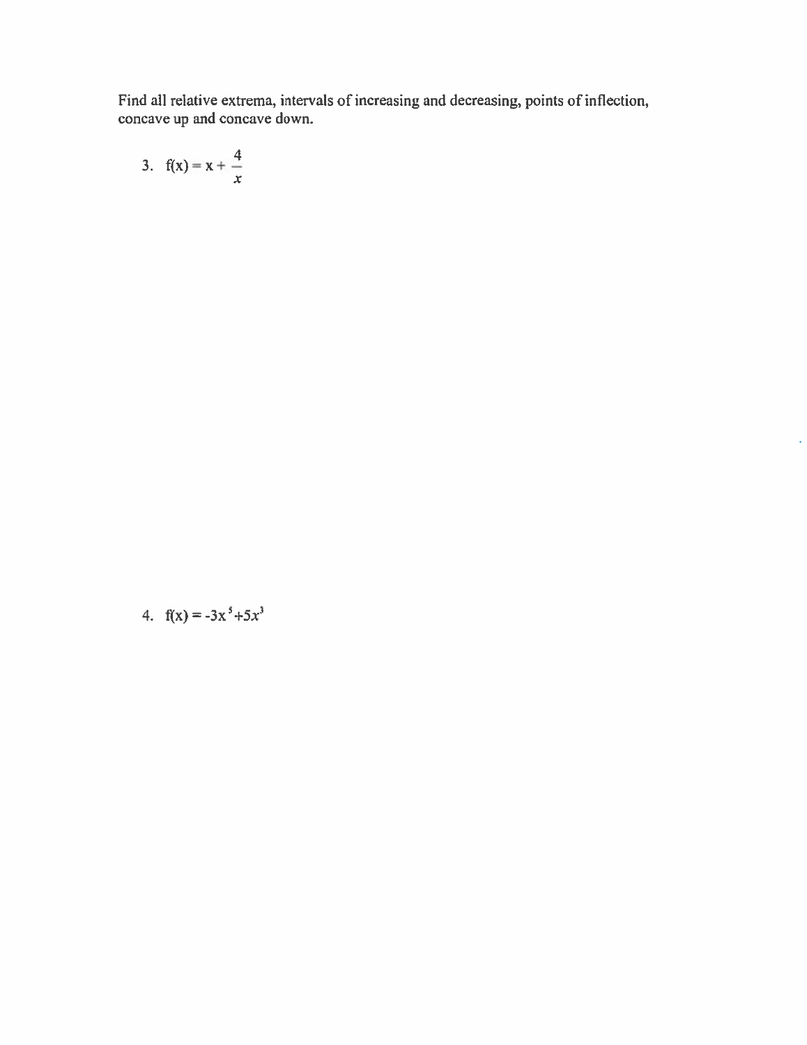Find all relative extrema, intervals of increasing and decreasing, points of inflection, concave up and concave down.

3. $f(x) = x + \frac{4}{x}$

4. $f(x) = -3x^5 + 5x^3$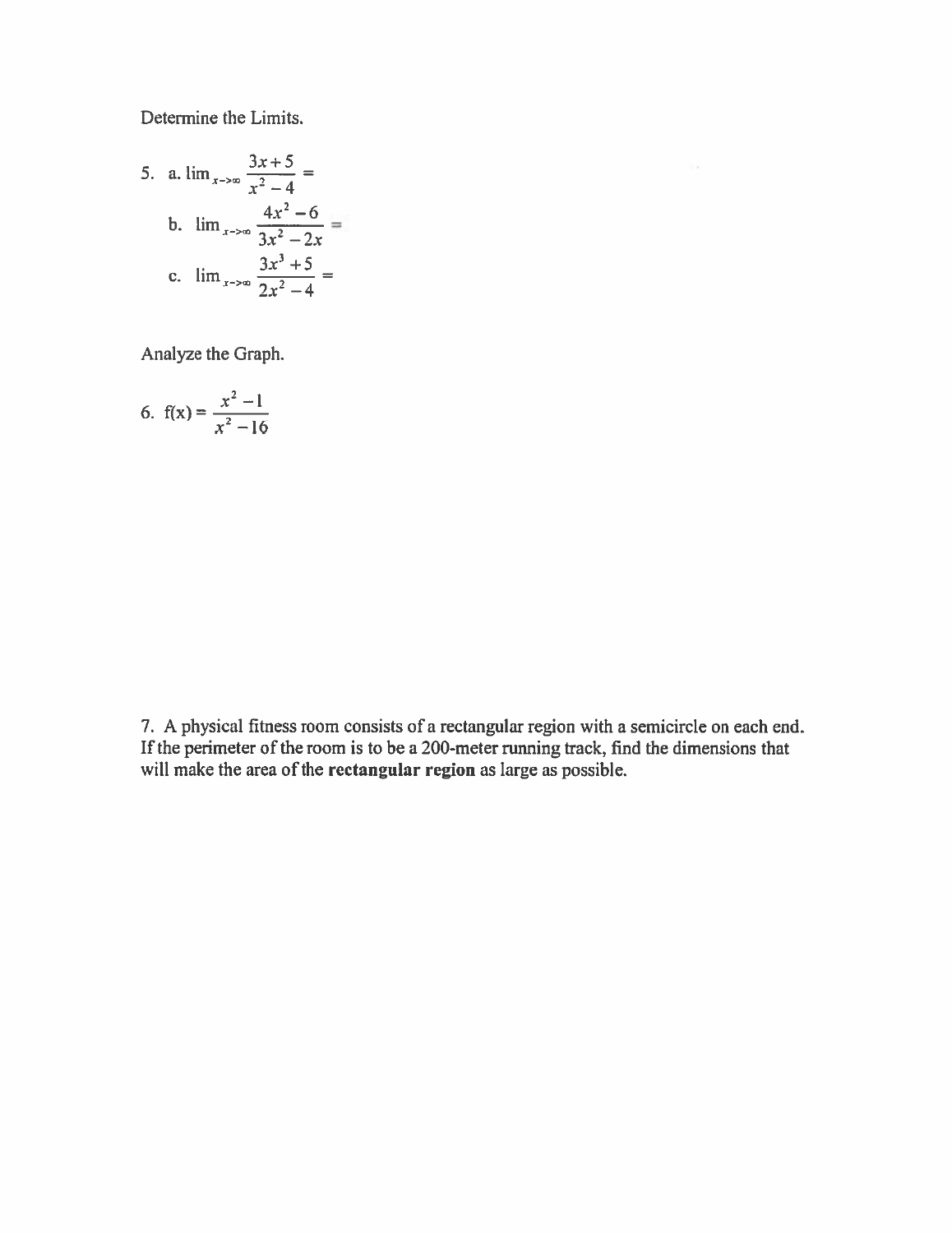Determine the Limits.

5. a. $\lim_{x\to\infty} \dfrac{3x+5}{x^2-4} =$

   b. $\lim_{x\to\infty} \dfrac{4x^2-6}{3x^2-2x} =$

   c. $\lim_{x\to\infty} \dfrac{3x^3+5}{2x^2-4} =$

Analyze the Graph.

6. $f(x) = \dfrac{x^2-1}{x^2-16}$

7. A physical fitness room consists of a rectangular region with a semicircle on each end. If the perimeter of the room is to be a 200-meter running track, find the dimensions that will make the area of the **rectangular region** as large as possible.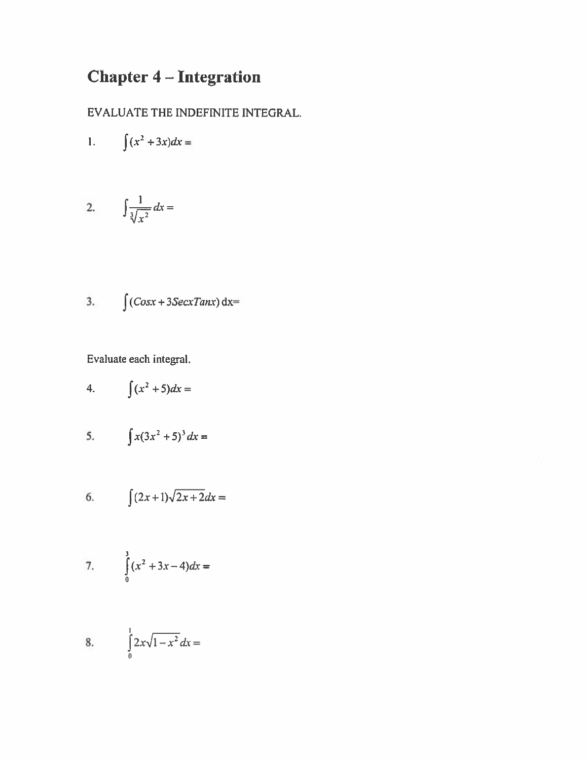# Chapter 4 – Integration

EVALUATE THE INDEFINITE INTEGRAL.

1. $\int (x^2 + 3x)dx =$

2. $\int \frac{1}{\sqrt[3]{x^2}} dx =$

3. $\int (Cosx + 3SecxTanx)\, dx=$

Evaluate each integral.

4. $\int (x^2 + 5)dx =$

5. $\int x(3x^2 + 5)^3 dx =$

6. $\int (2x+1)\sqrt{2x+2}dx =$

7. $\int_0^3 (x^2 + 3x - 4)dx =$

8. $\int_0^1 2x\sqrt{1-x^2}\, dx =$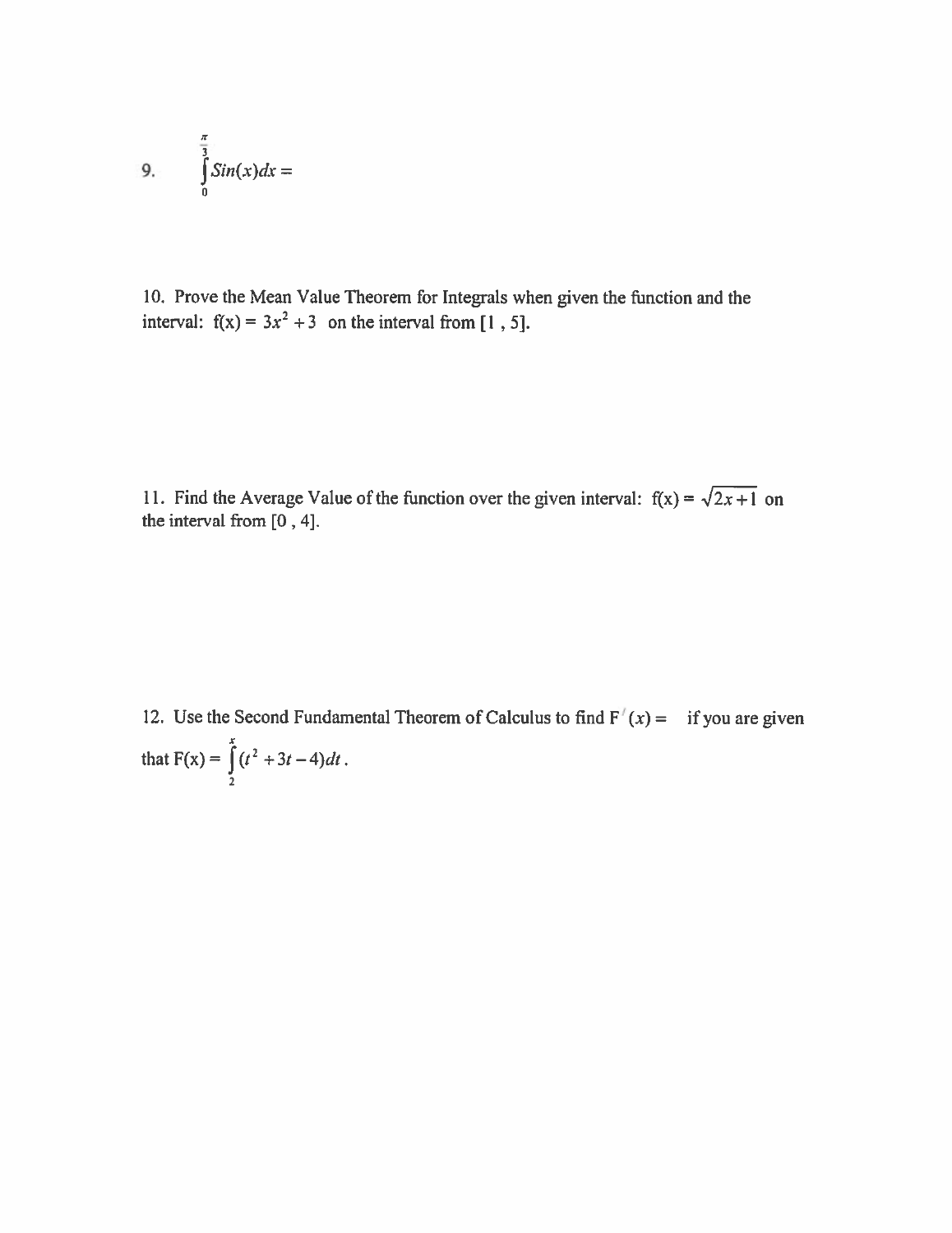9. $\int_{0}^{\frac{\pi}{3}} Sin(x)dx =$

10. Prove the Mean Value Theorem for Integrals when given the function and the interval: f(x) = $3x^2 + 3$ on the interval from [1 , 5].

11. Find the Average Value of the function over the given interval: f(x) = $\sqrt{2x+1}$ on the interval from [0 , 4].

12. Use the Second Fundamental Theorem of Calculus to find $F'(x) =$ if you are given that F(x) = $\int_{2}^{x} (t^2 + 3t - 4)dt$.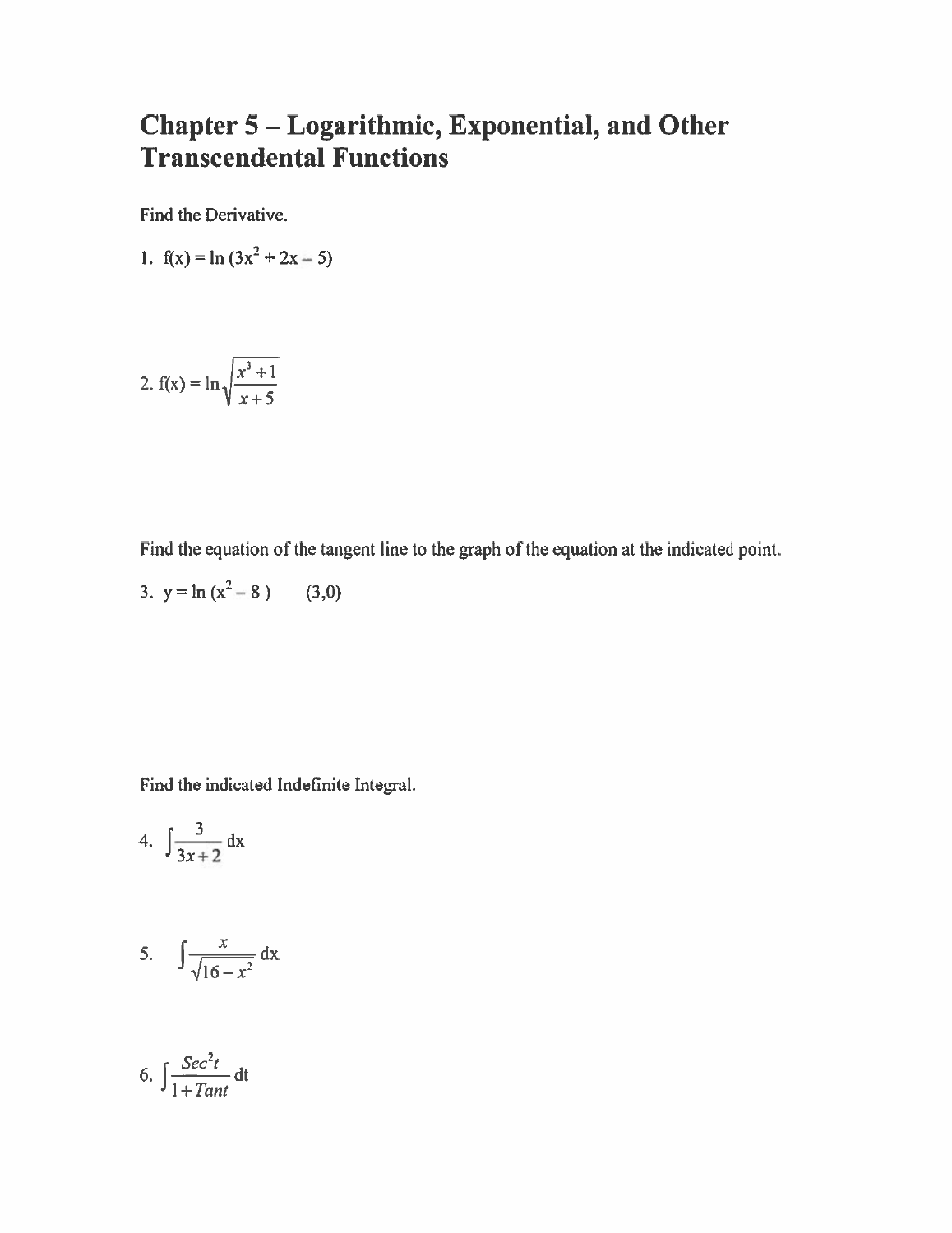# Chapter 5 – Logarithmic, Exponential, and Other Transcendental Functions

Find the Derivative.

1. $f(x) = \ln(3x^2 + 2x - 5)$

2. $f(x) = \ln\sqrt{\dfrac{x^3+1}{x+5}}$

Find the equation of the tangent line to the graph of the equation at the indicated point.

3. $y = \ln(x^2 - 8)$ $(3,0)$

Find the indicated Indefinite Integral.

4. $\displaystyle\int \frac{3}{3x+2}\,dx$

5. $\displaystyle\int \frac{x}{\sqrt{16-x^2}}\,dx$

6. $\displaystyle\int \frac{Sec^2 t}{1+Tan t}\,dt$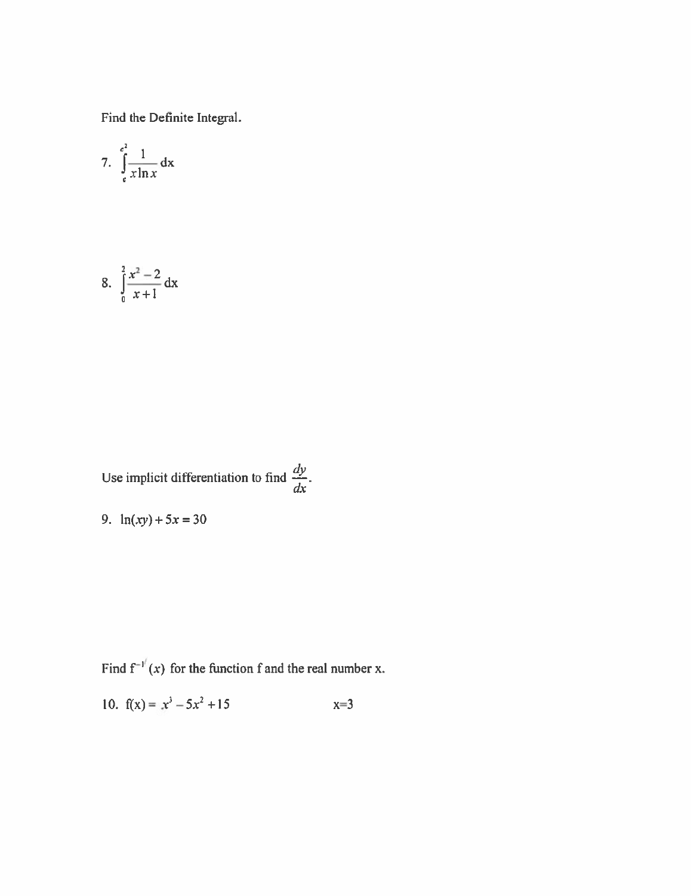Find the Definite Integral.

7. $\int_{e}^{e^2} \frac{1}{x\ln x}\,dx$

8. $\int_{0}^{2} \frac{x^2 - 2}{x+1}\,dx$

Use implicit differentiation to find $\frac{dy}{dx}$.

9. $\ln(xy) + 5x = 30$

Find $f^{-1'}(x)$ for the function f and the real number x.

10. $f(x) = x^3 - 5x^2 + 15$ $\qquad\qquad$ $x=3$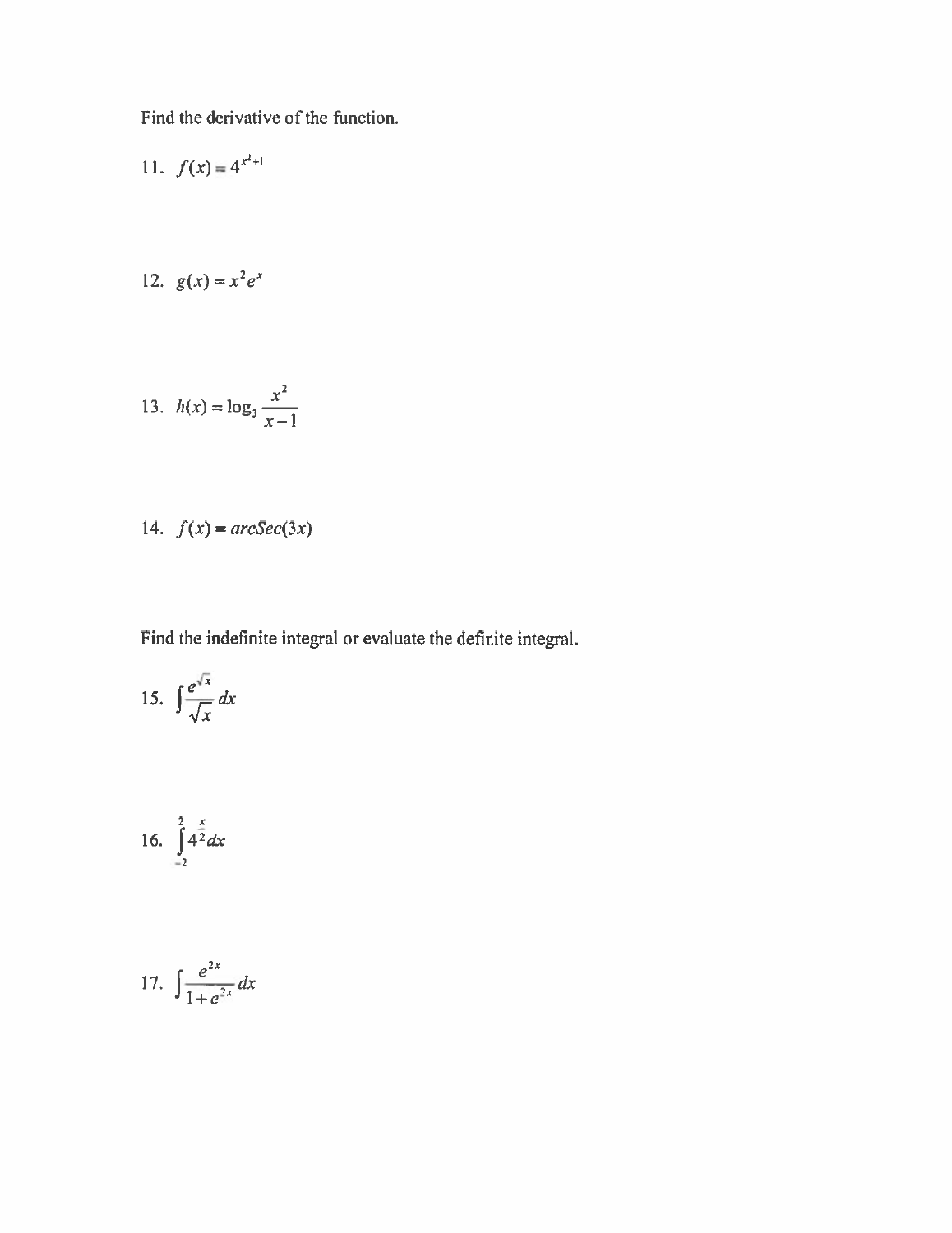Find the derivative of the function.

11. $f(x) = 4^{x^2+1}$

12. $g(x) = x^2 e^x$

13. $h(x) = \log_3 \dfrac{x^2}{x-1}$

14. $f(x) = arcSec(3x)$

Find the indefinite integral or evaluate the definite integral.

15. $\displaystyle\int \frac{e^{\sqrt{x}}}{\sqrt{x}} dx$

16. $\displaystyle\int_{-2}^{2} 4^{\frac{x}{2}} dx$

17. $\displaystyle\int \frac{e^{2x}}{1+e^{2x}} dx$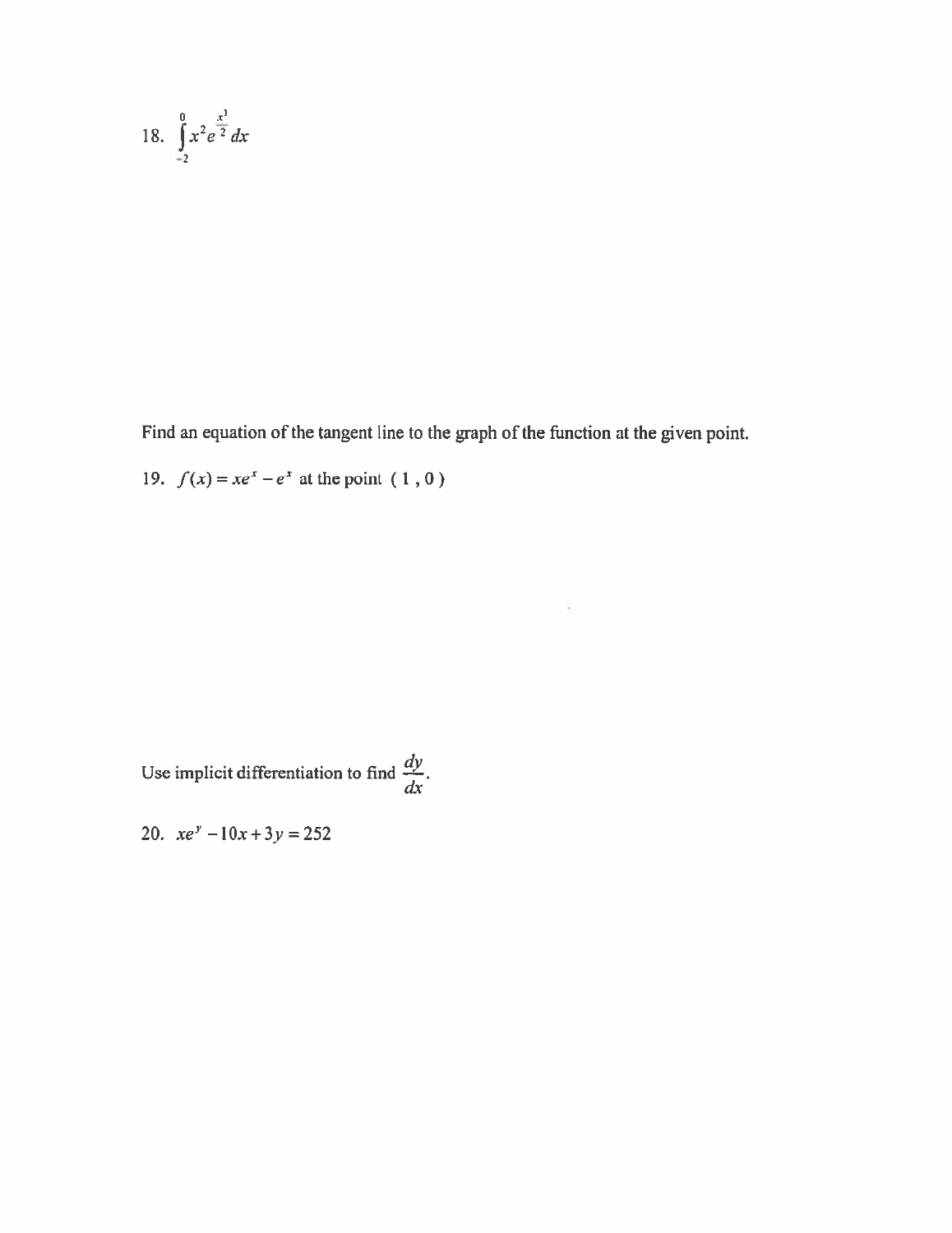18. $\int_{-2}^{0} x^2 e^{\frac{x^3}{2}} \, dx$

Find an equation of the tangent line to the graph of the function at the given point.

19. $f(x) = xe^x - e^x$ at the point $(1, 0)$

Use implicit differentiation to find $\frac{dy}{dx}$.

20. $xe^y - 10x + 3y = 252$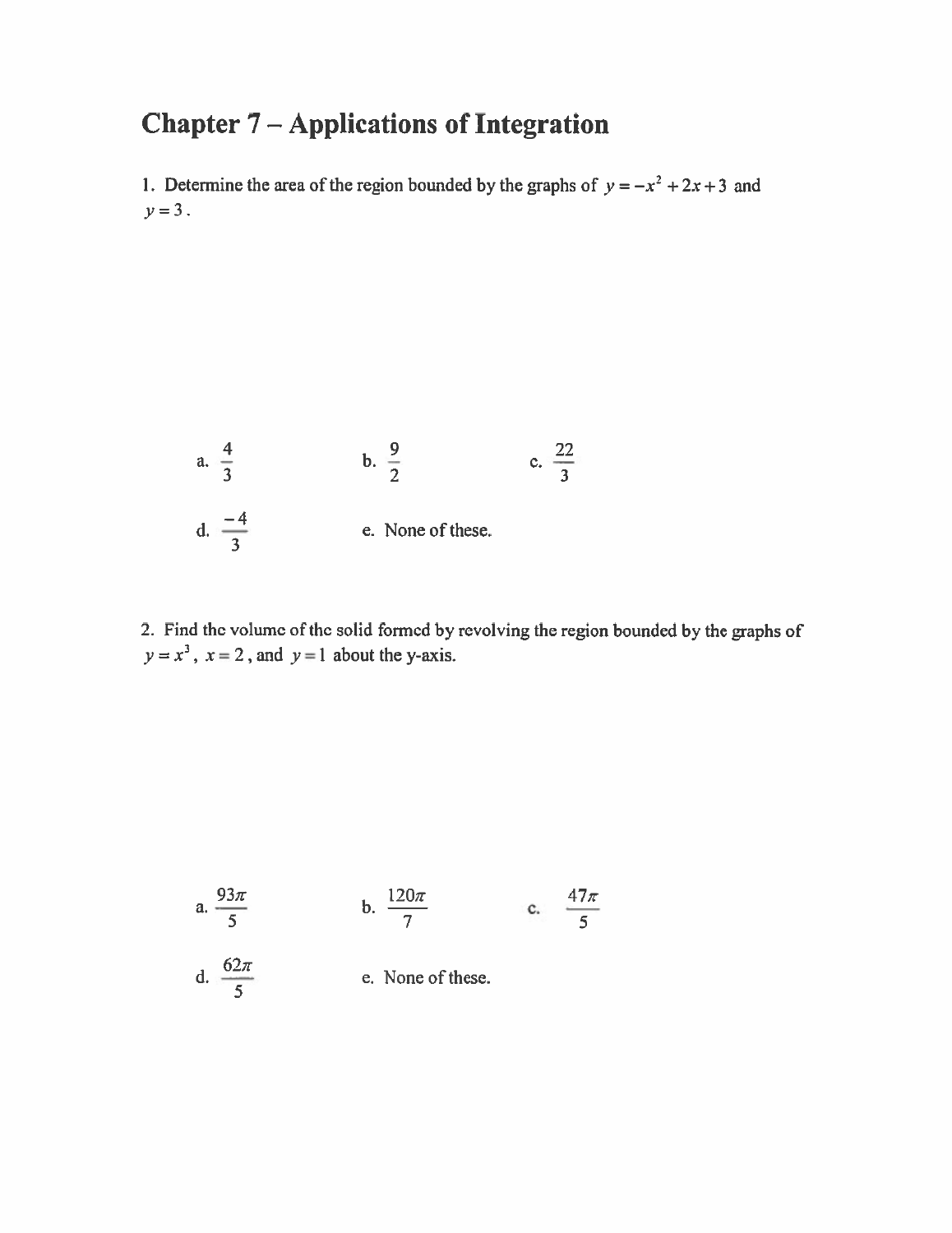# Chapter 7 – Applications of Integration

1. Determine the area of the region bounded by the graphs of $y = -x^2 + 2x + 3$ and $y = 3$.

a. $\frac{4}{3}$

b. $\frac{9}{2}$

c. $\frac{22}{3}$

d. $\frac{-4}{3}$

e. None of these.

2. Find the volume of the solid formed by revolving the region bounded by the graphs of $y = x^3$, $x = 2$, and $y = 1$ about the y-axis.

a. $\frac{93\pi}{5}$

b. $\frac{120\pi}{7}$

c. $\frac{47\pi}{5}$

d. $\frac{62\pi}{5}$

e. None of these.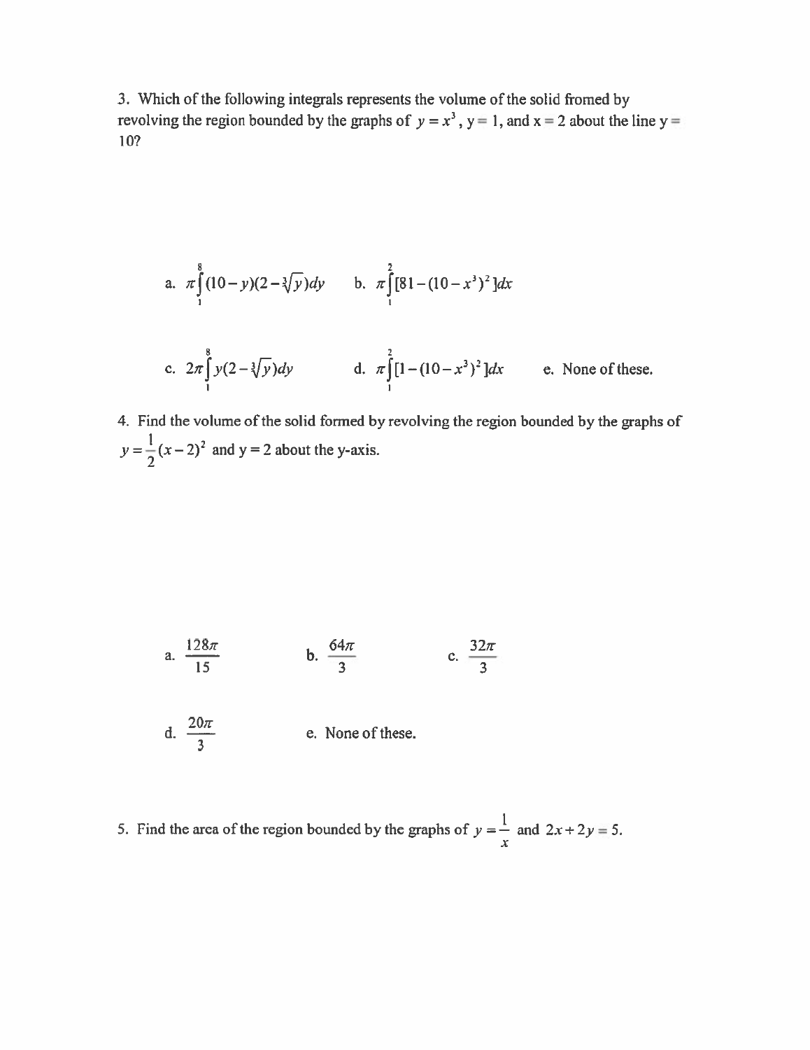3. Which of the following integrals represents the volume of the solid fromed by revolving the region bounded by the graphs of $y = x^3$, y = 1, and x = 2 about the line y = 10?

a. $\pi \int_1^8 (10 - y)(2 - \sqrt[3]{y})dy$ b. $\pi \int_1^2 [81 - (10 - x^3)^2]dx$

c. $2\pi \int_1^8 y(2 - \sqrt[3]{y})dy$ d. $\pi \int_1^2 [1 - (10 - x^3)^2]dx$ e. None of these.

4. Find the volume of the solid formed by revolving the region bounded by the graphs of $y = \frac{1}{2}(x-2)^2$ and y = 2 about the y-axis.

a. $\frac{128\pi}{15}$ b. $\frac{64\pi}{3}$ c. $\frac{32\pi}{3}$

d. $\frac{20\pi}{3}$ e. None of these.

5. Find the area of the region bounded by the graphs of $y = \frac{1}{x}$ and $2x + 2y = 5$.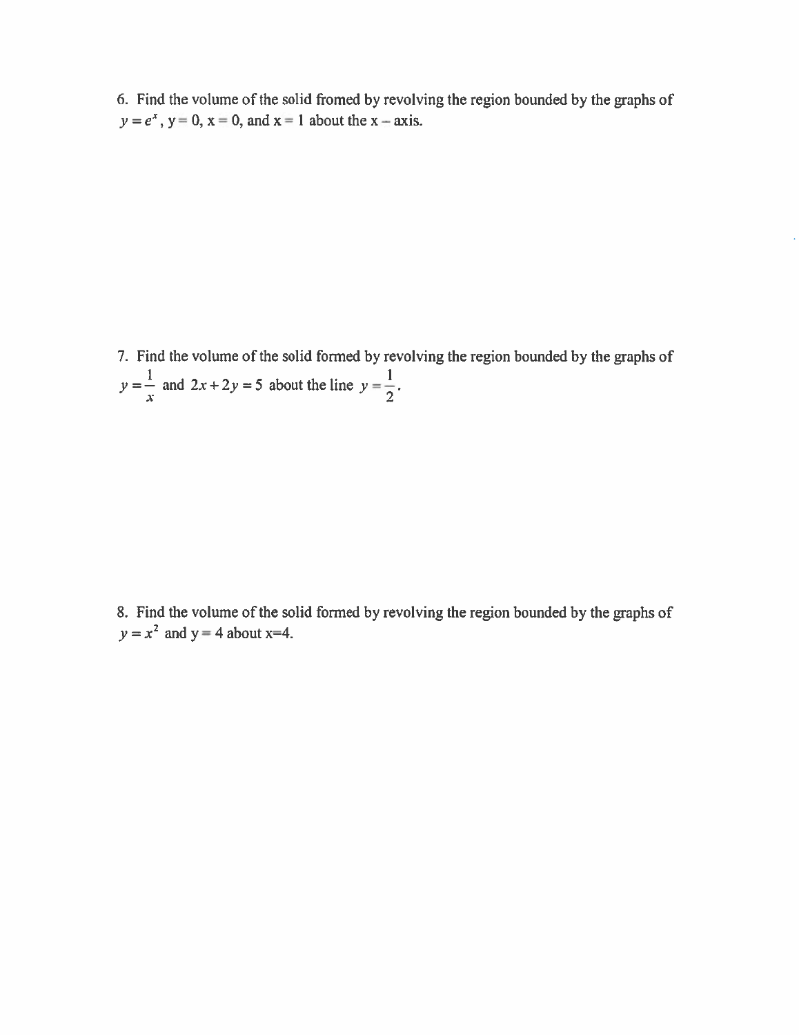6. Find the volume of the solid fromed by revolving the region bounded by the graphs of $y = e^x$, $y = 0$, $x = 0$, and $x = 1$ about the $x$ – axis.

7. Find the volume of the solid formed by revolving the region bounded by the graphs of $y = \frac{1}{x}$ and $2x + 2y = 5$ about the line $y = \frac{1}{2}$.

8. Find the volume of the solid formed by revolving the region bounded by the graphs of $y = x^2$ and $y = 4$ about $x=4$.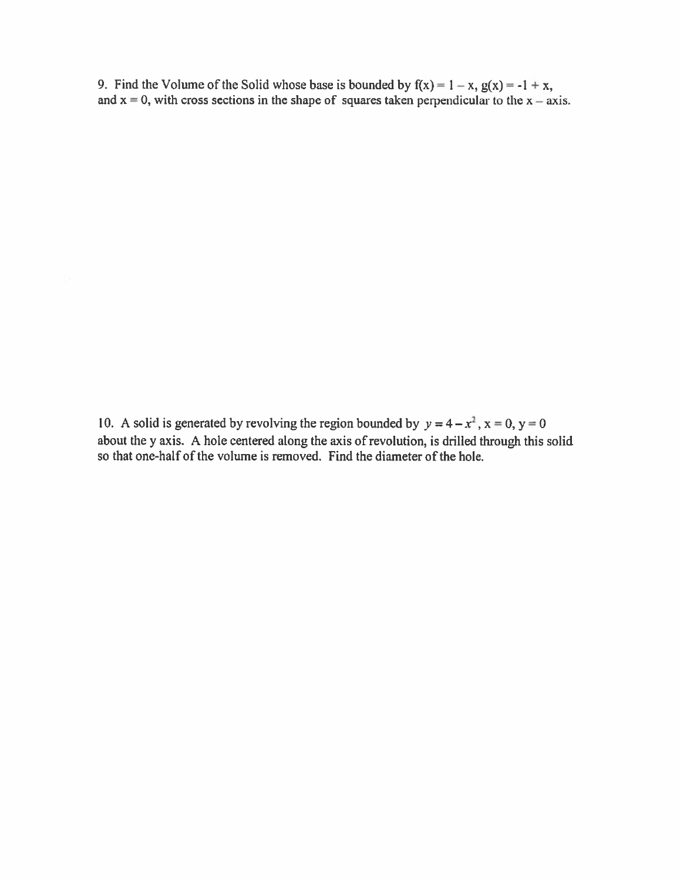9. Find the Volume of the Solid whose base is bounded by $f(x) = 1 - x$, $g(x) = -1 + x$, and $x = 0$, with cross sections in the shape of squares taken perpendicular to the $x$ – axis.

10. A solid is generated by revolving the region bounded by $y = 4 - x^2$, $x = 0$, $y = 0$ about the y axis. A hole centered along the axis of revolution, is drilled through this solid so that one-half of the volume is removed. Find the diameter of the hole.